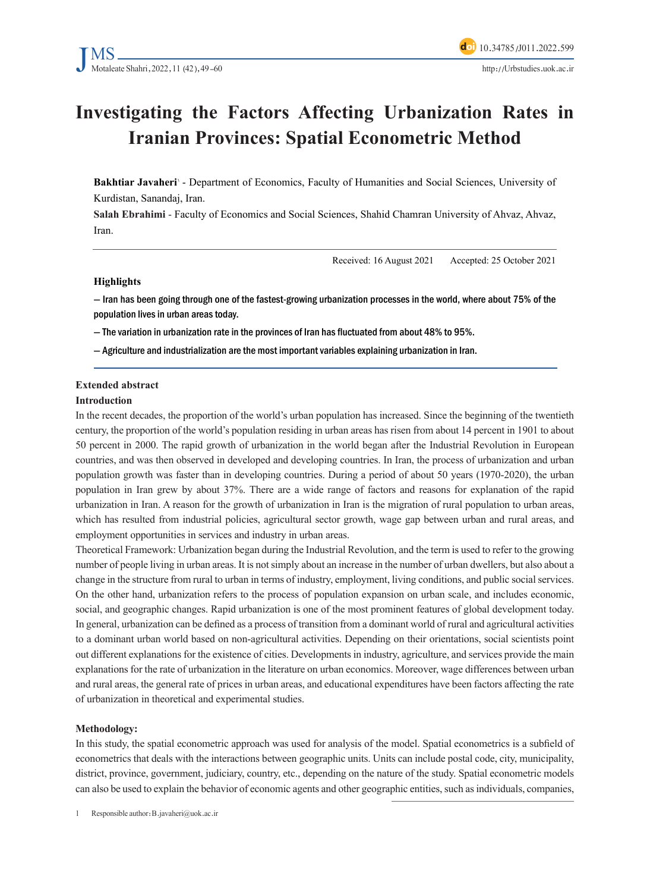# Investigating the Factors Affecting Urbanization Rates in Iranian Provinces: Spatial Econometric Method

**Bakhtiar Javaheri**[1] - Department of Economics, Faculty of Humanities and Social Sciences, University of Kurdistan, Sanandaj, Iran.

**Salah Ebrahimi** - Faculty of Economics and Social Sciences, Shahid Chamran University of Ahvaz, Ahvaz, Iran.

Received: 16 August 2021 Accepted: 25 October 2021

### Highlights

— Iran has been going through one of the fastest-growing urbanization processes in the world, where about 75% of the population lives in urban areas today.

— The variation in urbanization rate in the provinces of Iran has fluctuated from about 48% to 95%.

— Agriculture and industrialization are the most important variables explaining urbanization in Iran.

### Extended abstract

#### Introduction

In the recent decades, the proportion of the world's urban population has increased. Since the beginning of the twentieth century, the proportion of the world's population residing in urban areas has risen from about 14 percent in 1901 to about 50 percent in 2000. The rapid growth of urbanization in the world began after the Industrial Revolution in European countries, and was then observed in developed and developing countries. In Iran, the process of urbanization and urban population growth was faster than in developing countries. During a period of about 50 years (1970-2020), the urban population in Iran grew by about 37%. There are a wide range of factors and reasons for explanation of the rapid urbanization in Iran. A reason for the growth of urbanization in Iran is the migration of rural population to urban areas, which has resulted from industrial policies, agricultural sector growth, wage gap between urban and rural areas, and employment opportunities in services and industry in urban areas.

Theoretical Framework: Urbanization began during the Industrial Revolution, and the term is used to refer to the growing number of people living in urban areas. It is not simply about an increase in the number of urban dwellers, but also about a change in the structure from rural to urban in terms of industry, employment, living conditions, and public social services. On the other hand, urbanization refers to the process of population expansion on urban scale, and includes economic, social, and geographic changes. Rapid urbanization is one of the most prominent features of global development today. In general, urbanization can be defined as a process of transition from a dominant world of rural and agricultural activities to a dominant urban world based on non-agricultural activities. Depending on their orientations, social scientists point out different explanations for the existence of cities. Developments in industry, agriculture, and services provide the main explanations for the rate of urbanization in the literature on urban economics. Moreover, wage differences between urban and rural areas, the general rate of prices in urban areas, and educational expenditures have been factors affecting the rate of urbanization in theoretical and experimental studies.

#### Methodology:

In this study, the spatial econometric approach was used for analysis of the model. Spatial econometrics is a subfield of econometrics that deals with the interactions between geographic units. Units can include postal code, city, municipality, district, province, government, judiciary, country, etc., depending on the nature of the study. Spatial econometric models can also be used to explain the behavior of economic agents and other geographic entities, such as individuals, companies,

1 Responsible author: B.javaheri@uok.ac.ir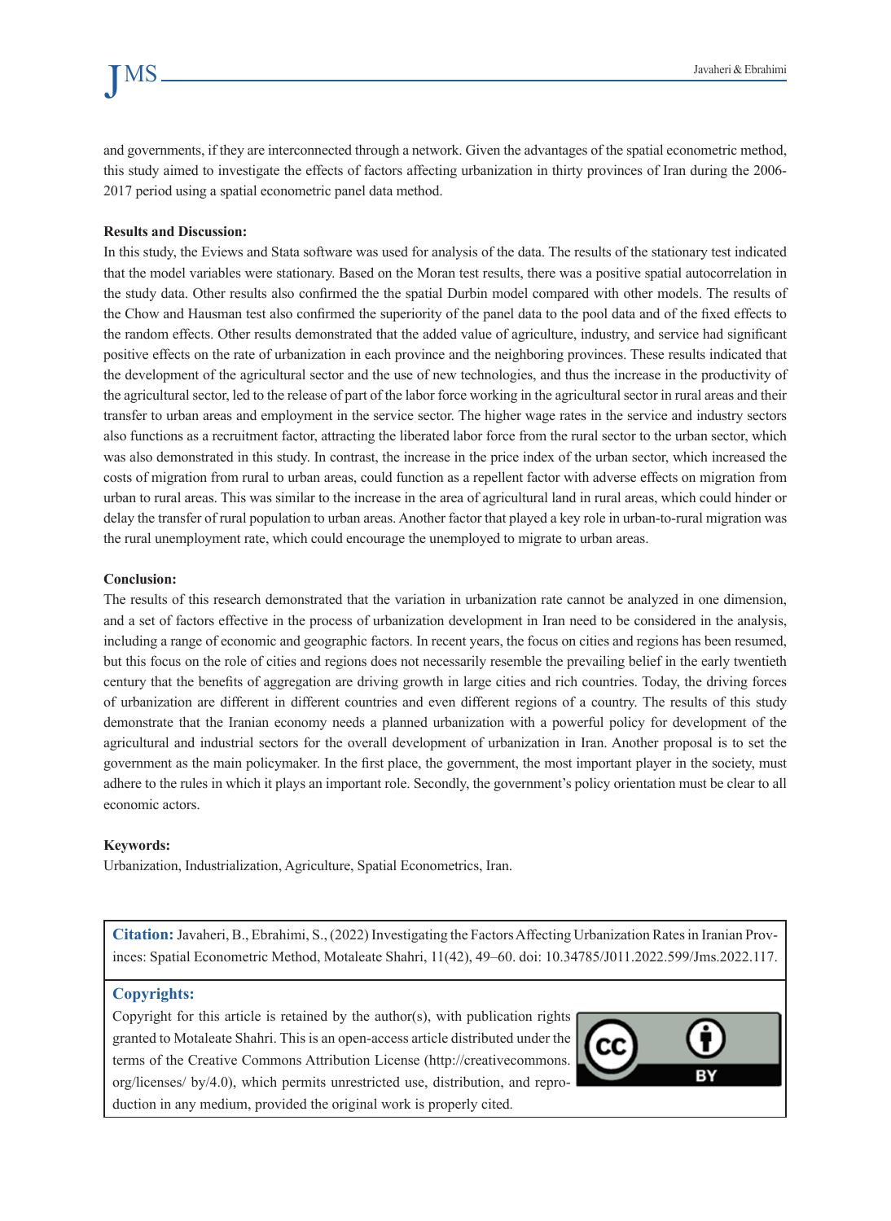and governments, if they are interconnected through a network. Given the advantages of the spatial econometric method, this study aimed to investigate the effects of factors affecting urbanization in thirty provinces of Iran during the 2006-2017 period using a spatial econometric panel data method.

**Results and Discussion:**

In this study, the Eviews and Stata software was used for analysis of the data. The results of the stationary test indicated that the model variables were stationary. Based on the Moran test results, there was a positive spatial autocorrelation in the study data. Other results also confirmed the the spatial Durbin model compared with other models. The results of the Chow and Hausman test also confirmed the superiority of the panel data to the pool data and of the fixed effects to the random effects. Other results demonstrated that the added value of agriculture, industry, and service had significant positive effects on the rate of urbanization in each province and the neighboring provinces. These results indicated that the development of the agricultural sector and the use of new technologies, and thus the increase in the productivity of the agricultural sector, led to the release of part of the labor force working in the agricultural sector in rural areas and their transfer to urban areas and employment in the service sector. The higher wage rates in the service and industry sectors also functions as a recruitment factor, attracting the liberated labor force from the rural sector to the urban sector, which was also demonstrated in this study. In contrast, the increase in the price index of the urban sector, which increased the costs of migration from rural to urban areas, could function as a repellent factor with adverse effects on migration from urban to rural areas. This was similar to the increase in the area of agricultural land in rural areas, which could hinder or delay the transfer of rural population to urban areas. Another factor that played a key role in urban-to-rural migration was the rural unemployment rate, which could encourage the unemployed to migrate to urban areas.

**Conclusion:**

The results of this research demonstrated that the variation in urbanization rate cannot be analyzed in one dimension, and a set of factors effective in the process of urbanization development in Iran need to be considered in the analysis, including a range of economic and geographic factors. In recent years, the focus on cities and regions has been resumed, but this focus on the role of cities and regions does not necessarily resemble the prevailing belief in the early twentieth century that the benefits of aggregation are driving growth in large cities and rich countries. Today, the driving forces of urbanization are different in different countries and even different regions of a country. The results of this study demonstrate that the Iranian economy needs a planned urbanization with a powerful policy for development of the agricultural and industrial sectors for the overall development of urbanization in Iran. Another proposal is to set the government as the main policymaker. In the first place, the government, the most important player in the society, must adhere to the rules in which it plays an important role. Secondly, the government's policy orientation must be clear to all economic actors.

**Keywords:**

Urbanization, Industrialization, Agriculture, Spatial Econometrics, Iran.

**Citation:** Javaheri, B., Ebrahimi, S., (2022) Investigating the Factors Affecting Urbanization Rates in Iranian Provinces: Spatial Econometric Method, Motaleate Shahri, 11(42), 49–60. doi: 10.34785/J011.2022.599/Jms.2022.117.

**Copyrights:**

Copyright for this article is retained by the author(s), with publication rights granted to Motaleate Shahri. This is an open-access article distributed under the terms of the Creative Commons Attribution License (http://creativecommons.org/licenses/ by/4.0), which permits unrestricted use, distribution, and reproduction in any medium, provided the original work is properly cited.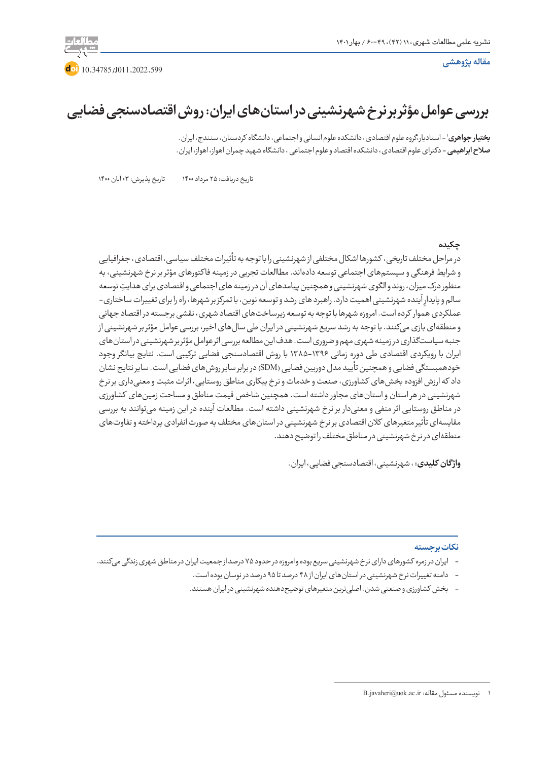مقاله پژوهشی

10.34785/J011.2022.599

# بررسی عوامل مؤثر بر نرخ شهرنشینی در استان‌های ایران: روش اقتصادسنجی فضایی

**بختیار جواهری**[1] - استادیار،گروه علوم اقتصادی، دانشکده علوم انسانی و اجتماعی، دانشگاه کردستان، سنندج، ایران.
**صلاح ابراهیمی** - دکترای علوم اقتصادی، دانشکده اقتصاد و علوم اجتماعی ، دانشگاه شهید چمران اهواز، اهواز، ایران.

تاریخ دریافت: ۲۵ مرداد ۱۴۰۰ تاریخ پذیرش: ۰۳ آبان ۱۴۰۰

## چکیده

در مراحل مختلف تاریخی، کشورها اشکال مختلفی از شهرنشینی را با توجه به تأثیرات مختلف سیاسی، اقتصادی، جغرافیایی و شرایط فرهنگی و سیستم‌های اجتماعی توسعه داده‌اند. مطالعات تجربی در زمینه فاکتورهای مؤثر بر نرخ شهرنشینی، به منظور درک میزان، روند و الگوی شهرنشینی و همچنین پیامدهای آن در زمینه های اجتماعی و اقتصادی برای هدایتِ توسعه سالم و پایدارِ آینده شهرنشینی اهمیت دارد. راهبرد های رشد و توسعه نوین، با تمرکز بر شهرها، راه را برای تغییرات ساختاری-عملکردی هموار کرده است. امروزه شهرها با توجه به توسعه زیرساخت‌های اقتصاد شهری، نقشی برجسته در اقتصاد جهانی و منطقه‌ای بازی می‌کنند. با توجه به رشد سریع شهرنشینی در ایران طی سال‌های اخیر، بررسی عوامل مؤثر بر شهرنشینی از جنبه سیاست‌گذاری در زمینه شهری مهم و ضروری است. هدف این مطالعه بررسی اثر عوامل مؤثر بر شهرنشینی در استان‌های ایران با رویکردی اقتصادی طی دوره زمانی ۱۳۹۶-۱۳۸۵ با روش اقتصادسنجی فضایی ترکیبی است. نتایج بیانگر وجود خودهمبستگی فضایی و همچنین تأیید مدل دوربین فضایی (SDM) در برابر سایر روش‌های فضایی است. سایر نتایج نشان داد که ارزش افزوده بخش‌های کشاورزی، صنعت و خدمات و نرخ بیکاری مناطق روستایی، اثرات مثبت و معنی‌داری بر نرخ شهرنشینی در هر استان و استان‌های مجاور داشته است. همچنین شاخص قیمت مناطق و مساحت زمین‌های کشاورزی در مناطق روستایی اثر منفی و معنی‌دار بر نرخ شهرنشینی داشته است. مطالعات آینده در این زمینه می‌توانند به بررسی مقایسه‌ای تأثیر متغیرهای کلان اقتصادی بر نرخ شهرنشینی در استان‌های مختلف به صورت انفرادی پرداخته و تفاوت‌های منطقه‌ای در نرخ شهرنشینی در مناطق مختلف را توضیح دهند.

**واژگان کلیدی:** ، شهرنشینی، اقتصادسنجی فضایی، ایران.

## نکات برجسته

- ایران در زمره کشورهای دارای نرخ شهرنشینی سریع بوده و امروزه در حدود ۷۵ درصد از جمعیت ایران در مناطق شهری زندگی می‌کنند.
- دامنه تغییرات نرخ شهرنشینی در استان‌های ایران از ۴۸ درصد تا ۹۵ درصد در نوسان بوده است.
- بخش کشاورزی و صنعتی شدن، اصلی‌ترین متغیرهای توضیح‌دهنده شهرنشینی در ایران هستند.

[1] نویسنده مسئول مقاله: B.javaheri@uok.ac.ir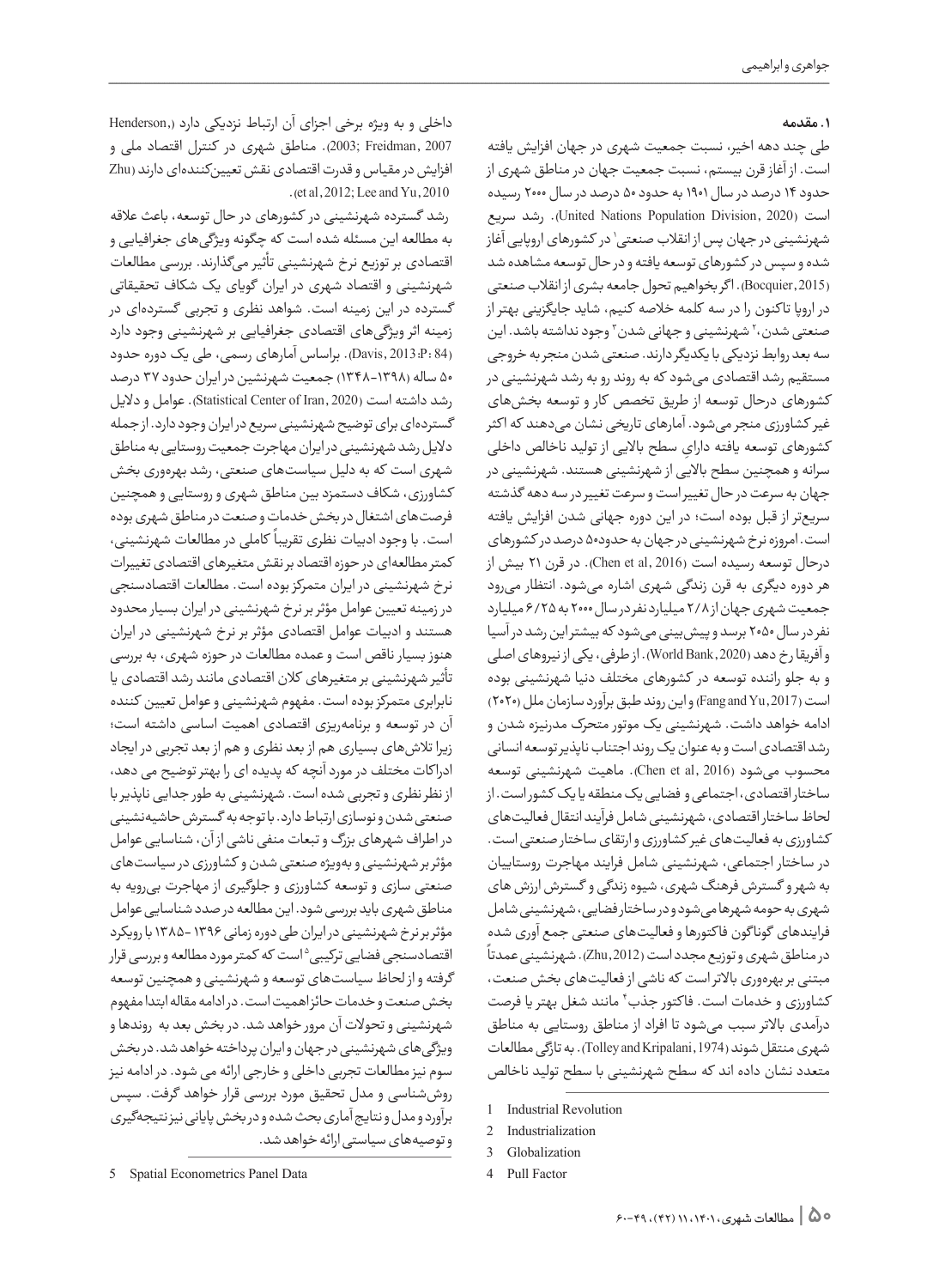## ۱. مقدمه

طی چند دهه اخیر، نسبت جمعیت شهری در جهان افزایش یافته است. از آغاز قرن بیستم، نسبت جمعیت جهان در مناطق شهری از حدود ۱۴ درصد در سال ۱۹۰۱ به حدود ۵۰ درصد در سال ۲۰۰۰ رسیده است (United Nations Population Division, 2020). رشد سریع شهرنشینی در جهان پس از انقلاب صنعتی[1] در کشورهای اروپایی آغاز شده و سپس در کشورهای توسعه یافته و در حال توسعه مشاهده شد (Bocquier, 2015). اگر بخواهیم تحول جامعه بشری از انقلاب صنعتی در اروپا تاکنون را در سه کلمه خلاصه کنیم، شاید جایگزینی بهتر از صنعتی شدن،[2] شهرنشینی و جهانی شدن[3] وجود نداشته باشد. این سه بعد روابط نزدیکی با یکدیگر دارند. صنعتی شدن منجر به خروجی مستقیم رشد اقتصادی می‌شود که به روند رو به رشد شهرنشینی در کشورهای درحال توسعه از طریق تخصص کار و توسعه بخش‌های غیر کشاورزی منجر می‌شود. آمارهای تاریخی نشان می‌دهند که اکثر کشورهای توسعه یافته دارای سطح بالایی از تولید ناخالص داخلی سرانه و همچنین سطح بالایی از شهرنشینی هستند. شهرنشینی در جهان به سرعت در حال تغییر است و سرعت تغییر در سه دهه گذشته سریع‌تر از قبل بوده است؛ در این دوره جهانی شدن افزایش یافته است. امروزه نرخ شهرنشینی در جهان به حدود ۵۰ درصد در کشورهای درحال توسعه رسیده است (Chen et al, 2016). در قرن ۲۱ بیش از هر دوره دیگری به قرن زندگی شهری اشاره می‌شود. انتظار می‌رود جمعیت شهری جهان از ۲/۸ میلیارد نفر در سال ۲۰۰۰ به ۶/۲۵ میلیارد نفر در سال ۲۰۵۰ برسد و پیش‌بینی می‌شود که بیشتر این رشد در آسیا و آفریقا رخ دهد (World Bank, 2020). از طرفی، یکی از نیروهای اصلی و به جلو راننده توسعه در کشورهای مختلف دنیا شهرنشینی بوده است (Fang and Yu, 2017) و این روند طبق برآورد سازمان ملل (۲۰۲۰) ادامه خواهد داشت. شهرنشینی یک موتور متحرک مدرنیزه شدن و رشد اقتصادی است و به عنوان یک روند اجتناب ناپذیر توسعه انسانی محسوب می‌شود (Chen et al, 2016). ماهیت شهرنشینی توسعه ساختار اقتصادی، اجتماعی و فضایی یک منطقه یا یک کشور است. از لحاظ ساختار اقتصادی، شهرنشینی شامل فرآیند انتقال فعالیت‌های کشاورزی به فعالیت‌های غیر کشاورزی و ارتقای ساختار صنعتی است. در ساختار اجتماعی، شهرنشینی شامل فرایند مهاجرت روستاییان به شهر و گسترش فرهنگ شهری، شیوه زندگی و گسترش ارزش های شهری به حومه شهرها می‌شود و در ساختار فضایی، شهرنشینی شامل فرایندهای گوناگون فاکتورها و فعالیت‌های صنعتی جمع آوری شده در مناطق شهری و توزیع مجدد است (Zhu, 2012). شهرنشینی عمدتاً مبتنی بر بهره‌وری بالاتر است که ناشی از فعالیت‌های بخش صنعت، کشاورزی و خدمات است. فاکتور جذب[4] مانند شغل بهتر یا فرصت درآمدی بالاتر سبب می‌شود تا افراد از مناطق روستایی به مناطق شهری منتقل شوند (Tolley and Kripalani, 1974). به تازگی مطالعات متعدد نشان داده اند که سطح شهرنشینی با سطح تولید ناخالص داخلی و به ویژه برخی اجزای آن ارتباط نزدیکی دارد (Henderson, 2003; Freidman, 2007). مناطق شهری در کنترل اقتصاد ملی و افزایش در مقیاس و قدرت اقتصادی نقش تعیین‌کننده‌ای دارند (Zhu et al, 2012; Lee and Yu, 2010).

رشد گسترده شهرنشینی در کشورهای در حال توسعه، باعث علاقه به مطالعه این مسئله شده است که چگونه ویژگی‌های جغرافیایی و اقتصادی بر توزیع نرخ شهرنشینی تأثیر می‌گذارند. بررسی مطالعات شهرنشینی و اقتصاد شهری در ایران گویای یک شکاف تحقیقاتی گسترده در این زمینه است. شواهد نظری و تجربی گسترده‌ای در زمینه اثر ویژگی‌های اقتصادی جغرافیایی بر شهرنشینی وجود دارد (Davis, 2013:P: 84). براساس آمارهای رسمی، طی یک دوره حدود ۵۰ ساله (۱۳۹۸-۱۳۴۸) جمعیت شهرنشین در ایران حدود ۳۷ درصد رشد داشته است (Statistical Center of Iran, 2020). عوامل و دلایل گسترده‌ای برای توضیح شهرنشینی سریع در ایران وجود دارد. از جمله دلایل رشد شهرنشینی در ایران مهاجرت جمعیت روستایی به مناطق شهری است که به دلیل سیاست‌های صنعتی، رشد بهره‌وری بخش کشاورزی، شکاف دستمزد بین مناطق شهری و روستایی و همچنین فرصت‌های اشتغال در بخش خدمات و صنعت در مناطق شهری بوده است. با وجود ادبیات نظری تقریباً کاملی در مطالعات شهرنشینی، کمتر مطالعه‌ای در حوزه اقتصاد بر نقش متغیرهای اقتصادی تغییرات نرخ شهرنشینی در ایران متمرکز بوده است. مطالعات اقتصادسنجی در زمینه تعیین عوامل مؤثر بر نرخ شهرنشینی در ایران بسیار محدود هستند و ادبیات عوامل اقتصادی مؤثر بر نرخ شهرنشینی در ایران هنوز بسیار ناقص است و عمده مطالعات در حوزه شهری، به بررسی تأثیر شهرنشینی بر متغیرهای کلان اقتصادی مانند رشد اقتصادی یا نابرابری متمرکز بوده است. مفهوم شهرنشینی و عوامل تعیین کننده آن در توسعه و برنامه‌ریزی اقتصادی اهمیت اساسی داشته است؛ زیرا تلاش‌های بسیاری هم از بعد نظری و هم از بعد تجربی در ایجاد ادراکات مختلف در مورد آنچه که پدیده ای را بهتر توضیح می دهد، از نظر نظری و تجربی شده است. شهرنشینی به طور جدایی ناپذیر با صنعتی شدن و نوسازی ارتباط دارد. با توجه به گسترش حاشیه‌نشینی در اطراف شهرهای بزرگ و تبعات منفی ناشی از آن، شناسایی عوامل مؤثر بر شهرنشینی و به‌ویژه صنعتی شدن و کشاورزی در سیاست‌های صنعتی سازی و توسعه کشاورزی و جلوگیری از مهاجرت بی‌رویه به مناطق شهری باید بررسی شود. این مطالعه در صدد شناسایی عوامل مؤثر بر نرخ شهرنشینی در ایران طی دوره زمانی ۱۳۹۶-۱۳۸۵ با رویکرد اقتصادسنجی فضایی ترکیبی[5] است که کمتر مورد مطالعه و بررسی قرار گرفته و از لحاظ سیاست‌های توسعه و شهرنشینی و همچنین توسعه بخش صنعت و خدمات حائز اهمیت است. در ادامه مقاله ابتدا مفهوم شهرنشینی و تحولات آن مرور خواهد شد. در بخش بعد به روندها و ویژگی‌های شهرنشینی در جهان و ایران پرداخته خواهد شد. در بخش سوم نیز مطالعات تجربی داخلی و خارجی ارائه می شود. در ادامه نیز روش‌شناسی و مدل تحقیق مورد بررسی قرار خواهد گرفت. سپس برآورد و مدل و نتایج آماری بحث شده و در بخش پایانی نیز نتیجه‌گیری و توصیه‌های سیاستی ارائه خواهد شد.

---

1. Industrial Revolution
2. Industrialization
3. Globalization
4. Pull Factor
5. Spatial Econometrics Panel Data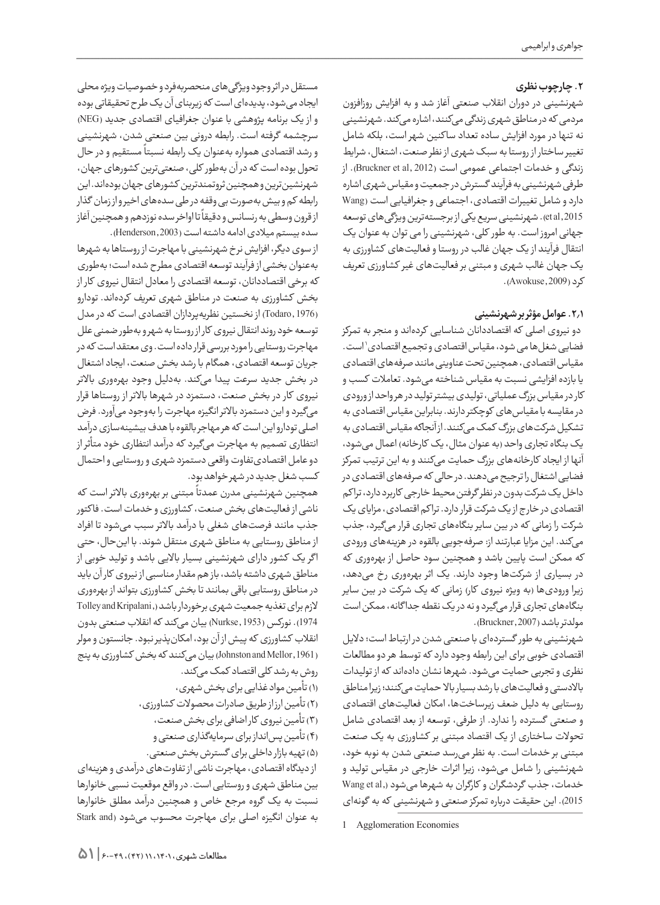## ۲. چارچوب نظری

شهرنشینی در دوران انقلاب صنعتی آغاز شد و به افزایش روزافزون مردمی که در مناطق شهری زندگی می‌کنند، اشاره می‌کند. شهرنشینی نه تنها در مورد افزایش ساده تعداد ساکنین شهر است، بلکه شامل تغییر ساختار از روستا به سبک شهری از نظر صنعت، اشتغال، شرایط زندگی و خدمات اجتماعی عمومی است (Bruckner et al, 2012). از طرفی شهرنشینی به فرآیند گسترش در جمعیت و مقیاس شهری اشاره دارد و شامل تغییرات اقتصادی، اجتماعی و جغرافیایی است (Wang et al, 2015). شهرنشینی سریع یکی از برجسته‌ترین ویژگی‌های توسعه جهانی امروز است. به طور کلی، شهرنشینی را می توان به عنوان یک انتقال فرآیند از یک جهان غالب در روستا و فعالیت‌های کشاورزی به یک جهان غالب شهری و مبتنی بر فعالیت‌های غیر کشاورزی تعریف کرد (Awokuse, 2009).

### ۲.۱. عوامل مؤثر بر شهرنشینی

دو نیروی اصلی که اقتصاددانان شناسایی کرده‌اند و منجر به تمرکز فضایی شغل‌ها می شود، مقیاس اقتصادی و تجمیع اقتصادی[1] است. مقیاس اقتصادی، همچنین تحت عناوینی مانند صرفه‌های اقتصادی یا بازده افزایشی نسبت به مقیاس شناخته می‌شود. تعاملات کسب و کار در مقیاس بزرگ عملیاتی، تولیدی بیشتر تولید در هر واحد از ورودی در مقایسه با مقیاس‌های کوچکتر دارند. بنابراین مقیاس اقتصادی به تشکیل شرکت‌های بزرگ کمک می‌کنند. از آنجاکه مقیاس اقتصادی به یک بنگاه تجاری واحد (به عنوان مثال، یک کارخانه) اعمال می‌شود، آنها از ایجاد کارخانه‌های بزرگ حمایت می‌کنند و به این ترتیب تمرکز فضایی اشتغال را ترجیح می‌دهند. در حالی که صرفه‌های اقتصادی در داخل یک شرکت بدون در نظرگرفتن محیط خارجی کاربرد دارد، تراکم اقتصادی در خارج از یک شرکت قرار دارد. تراکم اقتصادی، مزایای یک شرکت را زمانی که در بین سایر بنگاه‌های تجاری قرار می‌گیرد، جذب می‌کند. این مزایا عبارتند از: صرفه‌جویی بالقوه در هزینه‌های ورودی که ممکن است پایین باشد و همچنین سود حاصل از بهره‌وری که در بسیاری از شرکت‌ها وجود دارند. یک اثر بهره‌وری رخ می‌دهد، زیرا ورودی‌ها (به ویژه نیروی کار) زمانی که یک شرکت در بین سایر بنگاه‌های تجاری قرار می‌گیرد و نه در یک نقطه جداگانه، ممکن است مولدتر باشد (Bruckner, 2007).

شهرنشینی به طور گسترده‌ای با صنعتی شدن در ارتباط است؛ دلایل اقتصادی خوبی برای این رابطه وجود دارد که توسط هر دو مطالعات نظری و تجربی حمایت می‌شود. شهرها نشان داده‌اند که از تولیدات بالادستی و فعالیت‌های با رشد بسیار بالا حمایت می‌کنند؛ زیرا مناطق روستایی به دلیل ضعف زیرساخت‌ها، امکان فعالیت‌های اقتصادی و صنعتی گسترده را ندارد. از طرفی، توسعه از بعد اقتصادی شامل تحولات ساختاری از یک اقتصاد مبتنی بر کشاورزی به یک صنعت مبتنی بر خدمات است. به نظر می‌رسد صنعتی شدن به نوبه خود، شهرنشینی را شامل می‌شود، زیرا اثرات خارجی در مقیاس تولید و خدمات، جذب گردشگران و کارگران به شهرها می‌شود (Wang et al, 2015). این حقیقت درباره تمرکز صنعتی و شهرنشینی که به گونه‌ای مستقل در اثر وجود ویژگی‌های منحصربه‌فرد و خصوصیات ویژه محلی ایجاد می‌شود، پدیده‌ای است که زیربنای آن یک طرح تحقیقاتی بوده و از یک برنامه پژوهشی با عنوان جغرافیای اقتصادی جدید (NEG) سرچشمه گرفته است. رابطه درونی بین صنعتی شدن، شهرنشینی و رشد اقتصادی همواره به‌عنوان یک رابطه نسبتاً مستقیم و در حال تحول بوده است که در آن به‌طور کلی، صنعتی‌ترین کشورهای جهان، شهرنشین‌ترین و همچنین ثروتمندترین کشورهای جهان بوده‌اند. این رابطه کم و بیش به‌صورت بی وقفه در طی سده‌های اخیر و از زمان گذار از قرون وسطی به رنسانس و دقیقاً تا اواخر سده نوزدهم و همچنین آغاز سده بیستم میلادی ادامه داشته است (Henderson, 2003).

از سوی دیگر، افزایش نرخ شهرنشینی با مهاجرت از روستاها به شهرها به‌عنوان بخشی از فرآیند توسعه اقتصادی مطرح شده است؛ به‌طوری که برخی اقتصاددانان، توسعه اقتصادی را معادل انتقال نیروی کار از بخش کشاورزی به صنعت در مناطق شهری تعریف کرده‌اند. تودارو (Todaro, 1976) از نخستین نظریه‌پردازان اقتصادی است که در مدل توسعه خود روند انتقال نیروی کار از روستا به شهر و به‌طور ضمنی علل مهاجرت روستایی را مورد بررسی قرار داده است. وی معتقد است که در جریان توسعه اقتصادی، همگام با رشد بخش صنعت، ایجاد اشتغال در بخش جدید سرعت پیدا می‌کند. به‌دلیل وجود بهره‌وری بالاتر نیروی کار در بخش صنعت، دستمزد در شهرها بالاتر از روستاها قرار می‌گیرد و این دستمزد بالاتر انگیزه مهاجرت را به‌وجود می‌آورد. فرض اصلی تودارو این است که هر مهاجر بالقوه با هدف بیشینه‌سازی درآمد انتظاری تصمیم به مهاجرت می‌گیرد که درآمد انتظاری خود متأثر از دو عامل اقتصادی تفاوت واقعی دستمزد شهری و روستایی و احتمال کسب شغل جدید در شهر خواهد بود.

همچنین شهرنشینی مدرن عمدتاً مبتنی بر بهره‌وری بالاتر است که ناشی از فعالیت‌های بخش صنعت، کشاورزی و خدمات است. فاکتور جذب مانند فرصت‌های شغلی با درآمد بالاتر سبب می‌شود تا افراد از مناطق روستایی به مناطق شهری منتقل شوند. با این‌حال، حتی اگر یک کشور دارای شهرنشینی بسیار بالایی باشد و تولید خوبی از مناطق شهری داشته باشد، باز هم مقدار مناسبی از نیروی کار آن باید در مناطق روستایی باقی بمانند تا بخش کشاورزی بتواند از بهره‌وری لازم برای تغذیه جمعیت شهری برخوردار باشد (Tolley and Kripalani, 1974). نورکس (Nurkse, 1953) بیان می‌کند که انقلاب صنعتی بدون انقلاب کشاورزی که پیش از آن بود، امکان‌پذیر نبود. جانستون و مولر (Johnston and Mellor, 1961) بیان می‌کنند که بخش کشاورزی به پنج روش به رشد کلی اقتصاد کمک می‌کند.

(۱) تأمین مواد غذایی برای بخش شهری،

(۲) تأمین ارز از طریق صادرات محصولات کشاورزی،

(۳) تأمین نیروی کار اضافی برای بخش صنعت،

(۴) تأمین پس‌انداز برای سرمایه‌گذاری صنعتی و

(۵) تهیه بازار داخلی برای گسترش بخش صنعتی.

از دیدگاه اقتصادی، مهاجرت ناشی از تفاوت‌های درآمدی و هزینه‌ای بین مناطق شهری و روستایی است. در واقع موقعیت نسبی خانوارها نسبت به یک گروه مرجع خاص و همچنین درآمد مطلق خانوارها به عنوان انگیزه اصلی برای مهاجرت محسوب می‌شود (Stark and

---

1 Agglomeration Economies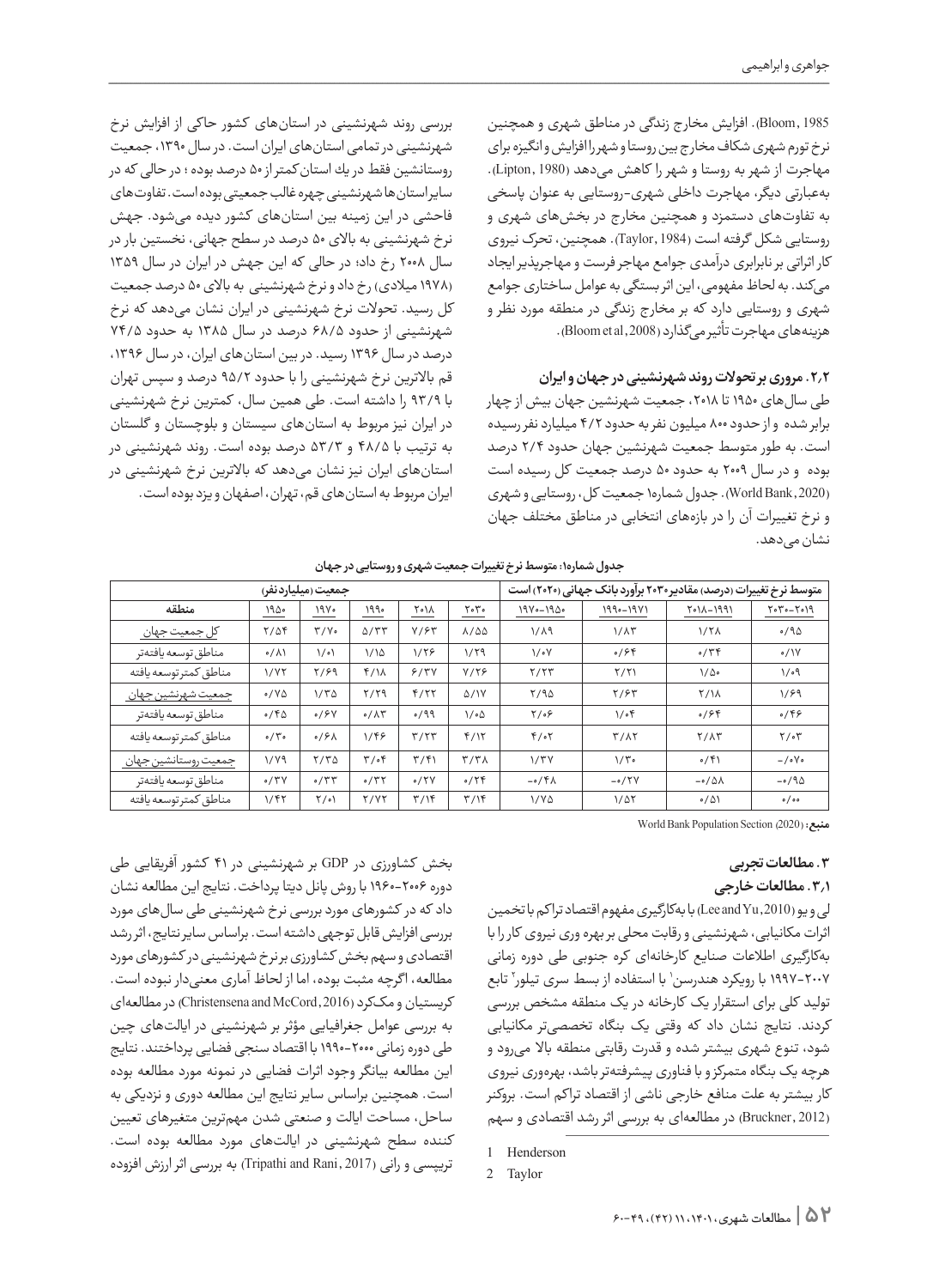Bloom, 1985). افزایش مخارج زندگی در مناطق شهری و همچنین نرخ تورم شهری شکاف مخارج بین روستا و شهر را افزایش و انگیزه برای مهاجرت از شهر به روستا و شهر را کاهش می‌دهد (Lipton, 1980). به‌عبارتی دیگر، مهاجرت داخلی شهری-روستایی به عنوان پاسخی به تفاوت‌های دستمزد و همچنین مخارج در بخش‌های شهری و روستایی شکل گرفته است (Taylor, 1984). همچنین، تحرک نیروی کار اثراتی بر نابرابری درآمدی جوامع مهاجر فرست و مهاجرپذیر ایجاد می‌کند. به لحاظ مفهومی، این اثر بستگی به عوامل ساختاری جوامع شهری و روستایی دارد که بر مخارج زندگی در منطقه مورد نظر و هزینه‌های مهاجرت تأثیر می‌گذارد (Bloom et al, 2008).

### ۲.۲. مروری بر تحولات روند شهرنشینی در جهان و ایران

طی سال‌های ۱۹۵۰ تا ۲۰۱۸، جمعیت شهرنشین جهان بیش از چهار برابر شده و از حدود ۸۰۰ میلیون نفر به حدود ۴/۲ میلیارد نفر رسیده است. به طور متوسط جمعیت شهرنشین جهان حدود ۲/۴ درصد بوده و در سال ۲۰۰۹ به حدود ۵۰ درصد جمعیت کل رسیده است (World Bank, 2020). جدول شماره۱ جمعیت کل، روستایی و شهری و نرخ تغییرات آن را در بازه‌های انتخابی در مناطق مختلف جهان نشان می‌دهد.

بررسی روند شهرنشینی در استان‌های کشور حاکی از افزایش نرخ شهرنشینی در تمامی استان‌های ایران است. در سال ۱۳۹۰، جمعیت روستانشین فقط در یك استان کمتر از ۵۰ درصد بوده ؛ در حالی که در سایر استان‌ها شهرنشینی چهره غالب جمعیتی بوده است. تفاوت‌های فاحشی در این زمینه بین استان‌های کشور دیده می‌شود. جهش نرخ شهرنشینی به بالای ۵۰ درصد در سطح جهانی، نخستین بار در سال ۲۰۰۸ رخ داد؛ در حالی که این جهش در ایران در سال ۱۳۵۹ (۱۹۷۸ میلادی) رخ داد و نرخ شهرنشینی به بالای ۵۰ درصد جمعیت کل رسید. تحولات نرخ شهرنشینی در ایران نشان می‌دهد که نرخ شهرنشینی از حدود ۶۸/۵ درصد در سال ۱۳۸۵ به حدود ۷۴/۵ درصد در سال ۱۳۹۶ رسید. در بین استان‌های ایران، در سال ۱۳۹۶، قم بالاترین نرخ شهرنشینی را با حدود ۹۵/۲ درصد و سپس تهران با ۹۳/۹ را داشته است. طی همین سال، کمترین نرخ شهرنشینی در ایران نیز مربوط به استان‌های سیستان و بلوچستان و گلستان به ترتیب با ۴۸/۵ و ۵۳/۳ درصد بوده است. روند شهرنشینی در استان‌های ایران نیز نشان می‌دهد که بالاترین نرخ شهرنشینی در ایران مربوط به استان‌های قم، تهران، اصفهان و یزد بوده است.

**جدول شماره۱: متوسط نرخ تغییرات جمعیت شهری و روستایی در جهان**

| منطقه | جمعیت (میلیارد نفر) | | | | | متوسط نرخ تغییرات (درصد)، مقادیر ۲۰۳۰ برآورد بانک جهانی (۲۰۲۰) است | | | |
|---|---|---|---|---|---|---|---|---|---|
| | ۱۹۵۰ | ۱۹۷۰ | ۱۹۹۰ | ۲۰۱۸ | ۲۰۳۰ | ۱۹۷۰-۱۹۵۰ | ۱۹۹۰-۱۹۷۱ | ۲۰۱۸-۱۹۹۱ | ۲۰۳۰-۲۰۱۹ |
| کل جمعیت جهان | ۲/۵۴ | ۳/۷۰ | ۵/۳۳ | ۷/۶۳ | ۸/۵۵ | ۱/۸۹ | ۱/۸۳ | ۱/۲۸ | ۰/۹۵ |
| مناطق توسعه یافته‌تر | ۰/۸۱ | ۱/۰۱ | ۱/۱۵ | ۱/۲۶ | ۱/۲۹ | ۱/۰۷ | ۰/۶۴ | ۰/۳۴ | ۰/۱۷ |
| مناطق کمترتوسعه یافته | ۱/۷۲ | ۲/۶۹ | ۴/۱۸ | ۶/۳۷ | ۷/۲۶ | ۲/۲۳ | ۲/۲۱ | ۱/۵۰ | ۱/۰۹ |
| جمعیت شهرنشین جهان | ۰/۷۵ | ۱/۳۵ | ۲/۲۹ | ۴/۲۲ | ۵/۱۷ | ۲/۹۵ | ۲/۶۳ | ۲/۱۸ | ۱/۶۹ |
| مناطق توسعه یافته‌تر | ۰/۴۵ | ۰/۶۷ | ۰/۸۳ | ۰/۹۹ | ۱/۰۵ | ۲/۰۶ | ۱/۰۴ | ۰/۶۴ | ۰/۴۶ |
| مناطق کمترتوسعه یافته | ۰/۳۰ | ۰/۶۸ | ۱/۴۶ | ۳/۲۳ | ۴/۱۲ | ۴/۰۲ | ۳/۸۲ | ۲/۸۳ | ۲/۰۳ |
| جمعیت روستانشین جهان | ۱/۷۹ | ۲/۳۵ | ۳/۰۴ | ۳/۴۱ | ۳/۳۸ | ۱/۳۷ | ۱/۳۰ | ۰/۴۱ | -۰/۰۷۰ |
| مناطق توسعه یافته‌تر | ۰/۳۷ | ۰/۳۳ | ۰/۳۲ | ۰/۲۷ | ۰/۲۴ | -۰/۴۸ | -۰/۲۷ | -۰/۵۸ | -۰/۹۵ |
| مناطق کمترتوسعه یافته | ۱/۴۲ | ۲/۰۱ | ۲/۷۲ | ۳/۱۴ | ۳/۱۴ | ۱/۷۵ | ۱/۵۲ | ۰/۵۱ | ۰/۰۰ |

**منبع:** World Bank Population Section (2020)

## ۳. مطالعات تجربی

### ۳.۱. مطالعات خارجی

لی و یو (Lee and Yu, 2010) با به‌کارگیری مفهوم اقتصاد تراکم با تخمین اثرات مکانیابی، شهرنشینی و رقابت محلی بر بهره وری نیروی کار را با به‌کارگیری اطلاعات صنایع کارخانه‌ای کره جنوبی طی دوره زمانی ۲۰۰۷-۱۹۹۷ با رویکرد هندرسن[1] با استفاده از بسط سری تیلور[2] تابع تولید کلی برای استقرار یک کارخانه در یک منطقه مشخص بررسی کردند. نتایج نشان داد که وقتی یک بنگاه تخصصی‌تر مکانیابی شود، تنوع شهری بیشتر شده و قدرت رقابتی منطقه بالا می‌رود و هرچه یک بنگاه متمرکز و با فناوری پیشرفته‌تر باشد، بهره‌وری نیروی کار بیشتر به علت منافع خارجی ناشی از اقتصاد تراکم است. بروکنر (Bruckner, 2012) در مطالعه‌ای به بررسی اثر رشد اقتصادی و سهم بخش کشاورزی در GDP بر شهرنشینی در ۴۱ کشور آفریقایی طی دوره ۲۰۰۶-۱۹۶۰ با روش پانل دیتا پرداخت. نتایج این مطالعه نشان داد که در کشورهای مورد بررسی نرخ شهرنشینی طی سال‌های مورد بررسی افزایش قابل توجهی داشته است. براساس سایر نتایج، اثر رشد اقتصادی و سهم بخش کشاورزی بر نرخ شهرنشینی در کشورهای مورد مطالعه، اگرچه مثبت بوده، اما از لحاظ آماری معنی‌دار نبوده است. کریستیان و مک‌کرد (Christensena and McCord, 2016) در مطالعه‌ای به بررسی عوامل جغرافیایی مؤثر بر شهرنشینی در ایالت‌های چین طی دوره زمانی ۲۰۰۰-۱۹۹۰ با اقتصاد سنجی فضایی پرداختند. نتایج این مطالعه بیانگر وجود اثرات فضایی در نمونه مورد مطالعه بوده است. همچنین براساس سایر نتایج این مطالعه دوری و نزدیکی به ساحل، مساحت ایالت و صنعتی شدن مهم‌ترین متغیرهای تعیین کننده سطح شهرنشینی در ایالت‌های مورد مطالعه بوده است. تریپسی و رانی (Tripathi and Rani, 2017) به بررسی اثر ارزش افزوده

---

1 Henderson

2 Taylor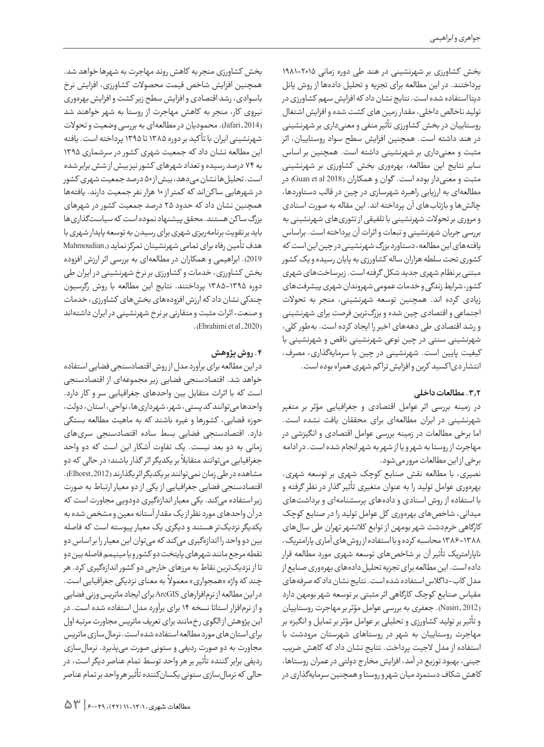بخش کشاورزی بر شهرنشینی در هند طی دوره زمانی ۲۰۱۵-۱۹۸۱ پرداختند. در این مطالعه برای تجزیه و تحلیل داده‌ها از روش پانل دیتا استفاده شده است. نتایج نشان داد که افزایش سهم کشاورزی در تولید ناخالص داخلی، مقدار زمین های کشت شده و افزایش اشتغال روستاییان در بخش کشاورزی تأثیر منفی و معنی‌داری بر شهرنشینی در هند داشته است. همچنین افزایش سطح سواد روستاییان، اثر مثبت و معنی‌داری بر شهرنشینی داشته است. همچنین بر اساس سایر نتایج این مطالعه، بهره‌وری بخش کشاورزی بر شهرنشینی مثبت و معنی‌دار بوده است. گوان و همکاران (Guan et al 2018) در مطالعه‌ای به ارزیابی راهبرد شهرسازی در چین در قالب دستاوردها، چالش‌ها و بازتاب‌های آن پرداخته اند. این مقاله به صورت اسنادی و مروری بر تحولات شهرنشینی با تلفیقی از تئوری‌های شهرنشینی به بررسی جریان شهرنشینی و تبعات و اثرات آن پرداخته است. براساس یافته‌های این مطالعه، دستاورد بزرگ شهرنشینی در چین این است که کشوری تحت سلطه هزاران ساله کشاورزی به پایان رسیده و یک کشور مبتنی بر نظام شهری جدید شکل گرفته است. زیرساخت‌های شهری کشور، شرایط زندگی و خدمات عمومی شهروندان شهری پیشرفت‌های زیادی کرده اند. همچنین توسعه شهرنشینی، منجر به تحولات اجتماعی و اقتصادی چین شده و بزرگ‌ترین فرصت برای شهرنشینی و رشد اقتصادی طی دهه‌های اخیر را ایجاد کرده است. به‌طور کلی، شهرنشینی سنتی در چین نوعی شهرنشینی ناقص و شهرنشینی با کیفیت پایین است. شهرنشینی در چین با سرمایه‌گذاری، مصرف، انتشار دی‌اکسید کربن و افزایش تراکم شهری همراه بوده است.

### ۳.۲. مطالعات داخلی

در زمینه بررسی اثر عوامل اقتصادی و جغرافیایی مؤثر بر متغیر شهرنشینی در ایران مطالعه‌ای برای محققان یافت نشده است. اما برخی مطالعات در زمینه بررسی عوامل اقتصادی و انگیزشی در مهاجرت از روستا به شهر و یا از شهر به شهر انجام شده است. در ادامه برخی از این مطالعات مرور می‌شود.

نصیری، با مطالعه نقش صنایع کوچک شهری بر توسعه شهری، بهره‌وری عوامل تولید را به عنوان متغیری تأثیر گذار در نظر گرفته و با استفاده از روش اسنادی و داده‌های پرسشنامه‌ای و برداشت‌های میدانی، شاخص‌های بهره‌وری کل عوامل تولید را در صنایع کوچک کارگاهی خرم‌دشت شهر بومهن از توابع کلانشهر تهران طی سال‌های ۱۳۸۸-۱۳۸۶ محاسبه کرده و با استفاده از روش‌های آماری پارامتریک، ناپارامتریک تأثیر آن بر شاخص‌های توسعه شهری مورد مطالعه قرار داده است. این مطالعه برای تجزیه تحلیل داده‌های بهره‌وری صنایع از مدل کاب-داگلاس استفاده شده است. نتایج نشان داد که صرفه‌های مقیاس صنایع کوچک کارگاهی اثر مثبتی بر توسعه شهر بومهن دارد (Nasiri, 2012). جعفری به بررسی عوامل مؤثر بر مهاجرت روستاییان و تأثیر بر تولید کشاورزی و تحلیلی بر عوامل مؤثر بر تمایل و انگیزه بر مهاجرت روستاییان به شهر در روستاهای شهرستان مرودشت با استفاده از مدل لاجیت پرداخت. نتایج نشان داد که کاهش ضریب جینی، بهبود توزیع در آمد، افزایش مخارج دولتی در عمران روستاها، کاهش شکاف دستمزد میان شهر و روستا و همچنین سرمایه‌گذاری در بخش کشاورزی منجر به کاهش روند مهاجرت به شهرها خواهد شد. همچنین افزایش شاخص قیمت محصولات کشاورزی، افزایش نرخ باسوادی، رشد اقتصادی و افزایش سطح زیر کشت و افزایش بهره‌وری نیروی کار، منجر به کاهش مهاجرت از روستا به شهر خواهند شد (Jafari, 2014). محمودیان در مطالعه‌ای به بررسی وضعیت و تحولات شهرنشینی ایران با تأکید بر دوره ۱۳۸۵ تا ۱۳۹۵ پرداخته است. یافته این مطالعه نشان داد که جمعیت شهری کشور در سرشماری ۱۳۹۵ به ۷۴ درصد رسیده و تعداد شهرهای کشور نیز بیش از شش برابر شده است. تحلیل‌ها نشان می‌دهد، بیش از ۵۰ درصد جمعیت شهری کشور در شهرهایی ساکن‌اند که کمتر از ۱۰ هزار نفر جمعیت دارند. یافته‌ها همچنین نشان داد که حدود ۲۵ درصد جمعیت کشور در شهرهای بزرگ ساکن هستند. محقق پیشنهاد نموده است که سیاست‌گذاری‌ها باید بر تقویت برنامه‌ریزی شهری برای رسیدن به توسعه پایدار شهری با هدف تأمین رفاه برای تمامی شهرنشینان تمرکز نماید (Mahmoudian, 2019). ابراهیمی و همکاران در مطالعه‌ای به بررسی اثر ارزش افزوده بخش کشاورزی، خدمات و کشاورزی بر نرخ شهرنشینی در ایران طی دوره ۱۳۹۵-۱۳۸۵ پرداختند. نتایج این مطالعه با روش رگرسیون چندکی نشان داد که ارزش افزوده‌های بخش‌های کشاورزی، خدمات و صنعت، اثرات مثبت و متقارنی بر نرخ شهرنشینی در ایران داشته‌اند (Ebrahimi et al, 2020).

## ۴. روش پژوهش

در این مطالعه برای برآورد مدل از روش اقتصادسنجی فضایی استفاده خواهد شد. اقتصادسنجی فضایی زیر مجموعه‌ای از اقتصادسنجی است که با اثرات متقابل بین واحدهای جغرافیایی سر و کار دارد. واحدها می‌توانند کد پستی، شهر، شهرداری‌ها، نواحی، استان، دولت، حوزه قضایی، کشورها و غیره باشند که به ماهیت مطالعه بستگی دارد. اقتصادسنجی فضایی بسط ساده اقتصادسنجی سری‌های زمانی به دو بعد نیست. یک تفاوت آشکار این است که دو واحد جغرافیایی می‌توانند متقابلاً بر یکدیگر اثر گذار باشند؛ در حالی که دو مشاهده در طی زمان نمی‌توانند بر یکدیگر اثر بگذارند (Elhorst, 2012). اقتصادسنجی فضایی جغرافیایی از یکی از دو معیار ارتباط به صورت زیر استفاده می‌کند. یکی معیار اندازه‌گیری دودویی مجاورت است که در آن واحدهای مورد نظر از یک مقدار آستانه معین و مشخص شده به یکدیگر نزدیک‌تر هستند و دیگری یک معیار پیوسته است که فاصله بین دو واحد را اندازه‌گیری می‌کند که می‌توان این معیار را براساس دو نقطه مرجع مانند شهرهای پایتخت دو کشور و یا مینیمم فاصله بین دو تا از نزدیک‌ترین نقاط به مرزهای خارجی دو کشور اندازه‌گیری کرد. هر چند که واژه «همجواری» معمولاً به معنای نزدیکی جغرافیایی است. در این مطالعه از نرم‌افزارهای ArcGIS برای ایجاد ماتریس وزنی فضایی و از نرم‌افزار استاتا نسخه ۱۴ برای برآورد مدل استفاده شده است. در این پژوهش از الگوی رخ‌مانند برای تعریف ماتریس مجاورت مرتبه اول برای استان‌های مورد مطالعه استفاده شده است. نرمال‌سازی ماتریس مجاورت به دو صورت ردیفی و ستونی صورت می‌پذیرد. نرمال‌سازی ردیفی برابر کننده تأثیر بر هر واحد توسط تمام عناصر دیگر است، در حالی که نرمال‌سازی ستونی یکسان‌کننده تأثیر هر واحد بر تمام عناصر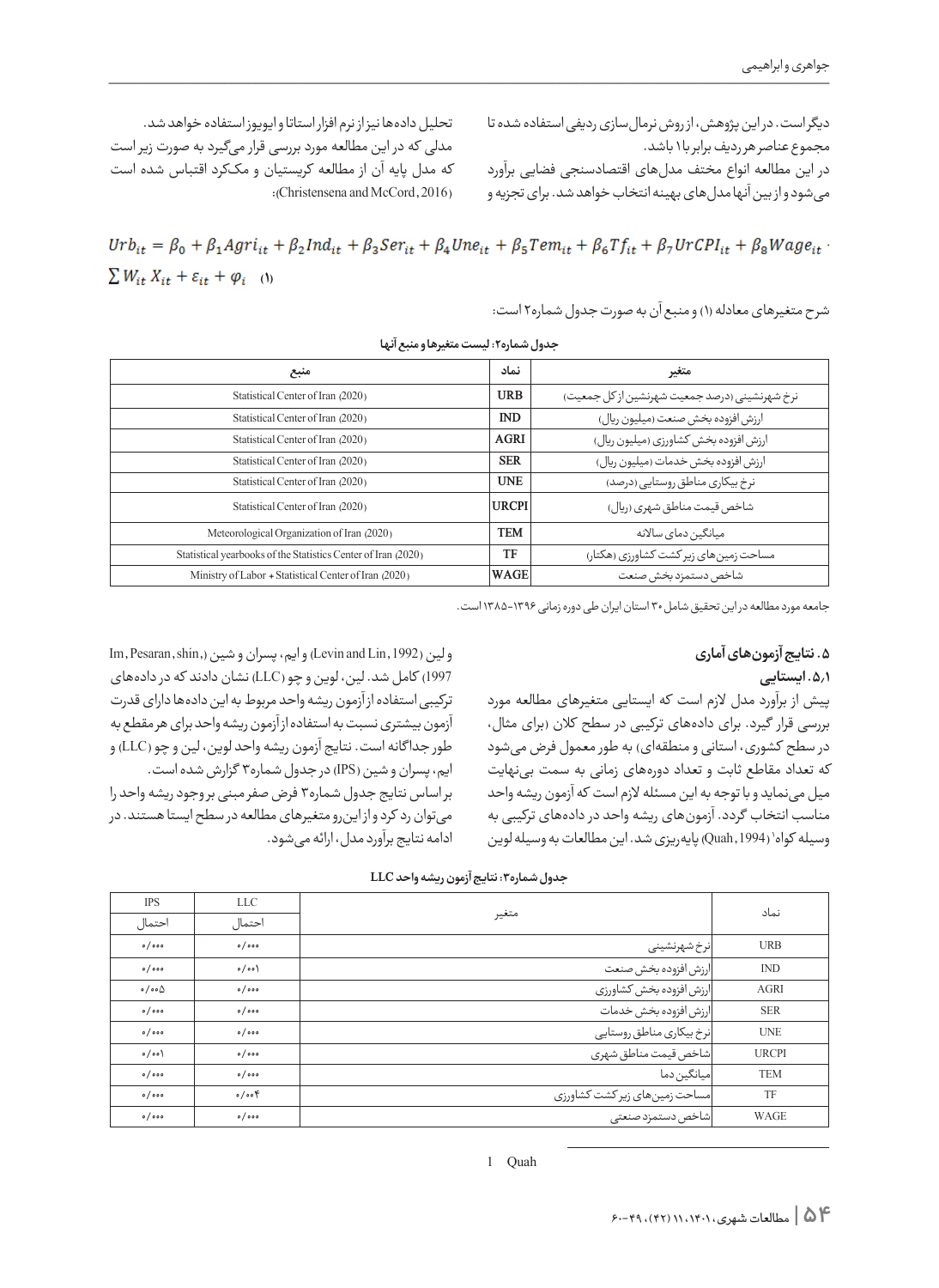دیگر است. در این پژوهش، از روش نرمال‌سازی ردیفی استفاده شده تا مجموع عناصر هر ردیف برابر با ۱ باشد.

در این مطالعه انواع مختلف مدل‌های اقتصادسنجی فضایی برآورد می‌شود و از بین آنها مدل‌های بهینه انتخاب خواهد شد. برای تجزیه و تحلیل داده‌ها نیز از نرم افزار استاتا و ایویوز استفاده خواهد شد. مدلی که در این مطالعه مورد بررسی قرار می‌گیرد به صورت زیر است که مدل پایه آن از مطالعه کریستیان و مک‌کرد اقتباس شده است (Christensena and McCord, 2016):

$$Urb_{it} = \beta_0 + \beta_1 Agri_{it} + \beta_2 Ind_{it} + \beta_3 Ser_{it} + \beta_4 Une_{it} + \beta_5 Tem_{it} + \beta_6 Tf_{it} + \beta_7 UrCPI_{it} + \beta_8 Wage_{it} \cdot \sum W_{it} X_{it} + \varepsilon_{it} + \varphi_i \quad (1)$$

شرح متغیرهای معادله (۱) و منبع آن به صورت جدول شماره۲ است:

**جدول شماره۲: لیست متغیرها و منبع آنها**

| متغیر | نماد | منبع |
|---|---|---|
| نرخ شهرنشینی (درصد جمعیت شهرنشین از کل جمعیت) | URB | Statistical Center of Iran (2020) |
| ارزش افزوده بخش صنعت (میلیون ریال) | IND | Statistical Center of Iran (2020) |
| ارزش افزوده بخش کشاورزی (میلیون ریال) | AGRI | Statistical Center of Iran (2020) |
| ارزش افزوده بخش خدمات (میلیون ریال) | SER | Statistical Center of Iran (2020) |
| نرخ بیکاری مناطق روستایی (درصد) | UNE | Statistical Center of Iran (2020) |
| شاخص قیمت مناطق شهری (ریال) | URCPI | Statistical Center of Iran (2020) |
| میانگین دمای سالانه | TEM | Meteorological Organization of Iran (2020) |
| مساحت زمین‌های زیر کشت کشاورزی (هکتار) | TF | Statistical yearbooks of the Statistics Center of Iran (2020) |
| شاخص دستمزد بخش صنعت | WAGE | Ministry of Labor + Statistical Center of Iran (2020) |

جامعه مورد مطالعه در این تحقیق شامل ۳۰ استان ایران طی دوره زمانی ۱۳۹۶-۱۳۸۵ است.

## ۵. نتایج آزمون‌های آماری

### ۵٫۱. ایستایی

پیش از برآورد مدل لازم است که ایستایی متغیرهای مطالعه مورد بررسی قرار گیرد. برای داده‌های ترکیبی در سطح کلان (برای مثال، در سطح کشوری، استانی و منطقه‌ای) به طور معمول فرض می‌شود که تعداد مقاطع ثابت و تعداد دوره‌های زمانی به سمت بی‌نهایت میل می‌نماید و با توجه به این مسئله لازم است که آزمون ریشه واحد مناسب انتخاب گردد. آزمون‌های ریشه واحد در داده‌های ترکیبی به وسیله کواه[1] (Quah, 1994) پایه‌ریزی شد. این مطالعات به وسیله لوین و لین (Levin and Lin, 1992) و ایم، پسران و شین (Im, Pesaran, shin, 1997) کامل شد. لین، لوین و چو (LLC) نشان دادند که در داده‌های ترکیبی استفاده از آزمون ریشه واحد مربوط به این داده‌ها دارای قدرت آزمون بیشتری نسبت به استفاده از آزمون ریشه واحد برای هر مقطع به طور جداگانه است. نتایج آزمون ریشه واحد لوین، لین و چو (LLC) و ایم، پسران و شین (IPS) در جدول شماره۳ گزارش شده است.

بر اساس نتایج جدول شماره۳ فرض صفر مبنی بر وجود ریشه واحد را می‌توان رد کرد و از این رو متغیرهای مطالعه در سطح ایستا هستند. در ادامه نتایج برآورد مدل، ارائه می‌شود.

**جدول شماره۳: نتایج آزمون ریشه واحد LLC**

| نماد | متغیر | LLC | IPS |
|---|---|---|---|
| | | احتمال | احتمال |
| URB | نرخ شهرنشینی | ۰/۰۰۰ | ۰/۰۰۰ |
| IND | ارزش افزوده بخش صنعت | ۰/۰۰۱ | ۰/۰۰۰ |
| AGRI | ارزش افزوده بخش کشاورزی | ۰/۰۰۰ | ۰/۰۰۵ |
| SER | ارزش افزوده بخش خدمات | ۰/۰۰۰ | ۰/۰۰۰ |
| UNE | نرخ بیکاری مناطق روستایی | ۰/۰۰۰ | ۰/۰۰۰ |
| URCPI | شاخص قیمت مناطق شهری | ۰/۰۰۰ | ۰/۰۰۱ |
| TEM | میانگین دما | ۰/۰۰۰ | ۰/۰۰۰ |
| TF | مساحت زمین‌های زیر کشت کشاورزی | ۰/۰۰۴ | ۰/۰۰۰ |
| WAGE | شاخص دستمزد صنعتی | ۰/۰۰۰ | ۰/۰۰۰ |

[1] Quah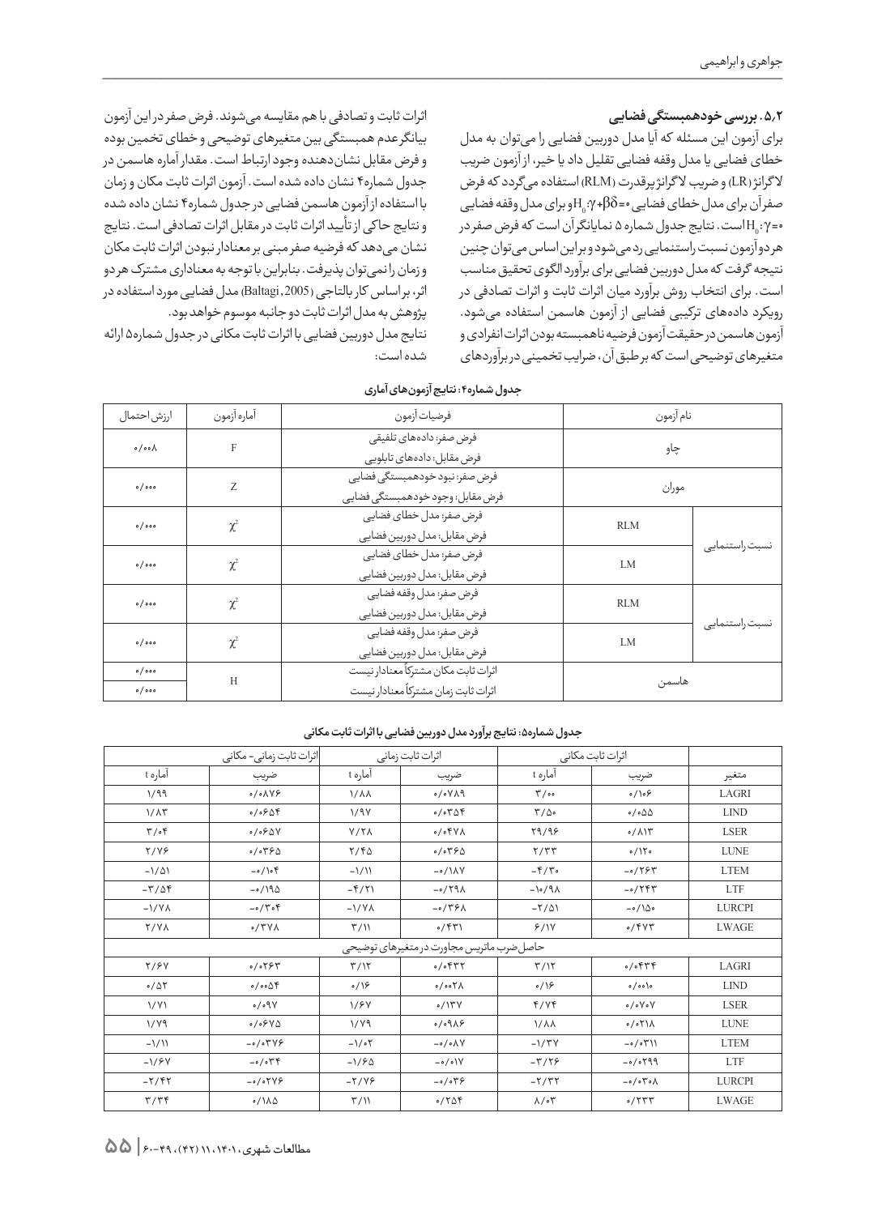### ۵,۲. بررسی خودهمبستگی فضایی

برای آزمون این مسئله که آیا مدل دوربین فضایی را می‌توان به مدل خطای فضایی یا مدل وقفه فضایی تقلیل داد یا خیر، از آزمون ضریب لاگرانژ (LR) و ضریب لاگرانژ پرقدرت (RLM) استفاده می‌گردد که فرض صفرآن برای مدل خطای فضایی $H_0: \gamma + \beta\delta = 0$ و برای مدل وقفه فضایی $H_0: \gamma = 0$ است. نتایج جدول شماره ۵ نمایانگر آن است که فرض صفر در هردو آزمون نسبت راستنمایی رد می‌شود و بر این اساس می‌توان چنین نتیجه گرفت که مدل دوربین فضایی برای برآورد الگوی تحقیق مناسب است. برای انتخاب روش برآورد میان اثرات ثابت و اثرات تصادفی در رویکرد داده‌های ترکیبی فضایی از آزمون هاسمن استفاده می‌شود. آزمون هاسمن در حقیقت آزمون فرضیه ناهمبسته بودن اثرات انفرادی و متغیرهای توضیحی است که بر طبق آن، ضرایب تخمینی در برآوردهای اثرات ثابت و تصادفی با هم مقایسه می‌شوند. فرض صفر در این آزمون بیانگر عدم همبستگی بین متغیرهای توضیحی و خطای تخمین بوده و فرض مقابل نشان‌دهنده وجود ارتباط است. مقدار آماره هاسمن در جدول شماره۴ نشان داده شده است. آزمون اثرات ثابت مکان و زمان با استفاده از آزمون هاسمن فضایی در جدول شماره۴ نشان داده شده و نتایج حاکی از تأیید اثرات ثابت در مقابل اثرات تصادفی است. نتایج نشان می‌دهد که فرضیه صفر مبنی بر معنادار نبودن اثرات ثابت مکان و زمان را نمی‌توان پذیرفت. بنابراین با توجه به معناداری مشترک هر دو اثر، براساس کار بالتاجی (Baltagi, 2005) مدل فضایی مورد استفاده در پژوهش به مدل اثرات ثابت دو جانبه موسوم خواهد بود.

نتایج مدل دوربین فضایی با اثرات ثابت مکانی در جدول شماره۵ ارائه شده است:

**جدول شماره۴: نتایج آزمون‌های آماری**

| نام آزمون | | فرضیات آزمون | آماره آزمون | ارزش احتمال |
|---|---|---|---|---|
| چاو | | فرض صفر: داده‌های تلفیقی<br>فرض مقابل: داده‌های تابلویی | F | ۰/۰۰۸ |
| موران | | فرض صفر: نبود خودهمبستگی فضایی<br>فرض مقابل: وجود خودهمبستگی فضایی | Z | ۰/۰۰۰ |
| نسبت راستنمایی | RLM | فرض صفر: مدل خطای فضایی<br>فرض مقابل: مدل دوربین فضایی | $\chi^2$ | ۰/۰۰۰ |
| | LM | فرض صفر: مدل خطای فضایی<br>فرض مقابل: مدل دوربین فضایی | $\chi^2$ | ۰/۰۰۰ |
| نسبت راستنمایی | RLM | فرض صفر: مدل وقفه فضایی<br>فرض مقابل: مدل دوربین فضایی | $\chi^2$ | ۰/۰۰۰ |
| | LM | فرض صفر: مدل وقفه فضایی<br>فرض مقابل: مدل دوربین فضایی | $\chi^2$ | ۰/۰۰۰ |
| هاسمن | | اثرات ثابت مکان مشترکاً معنادار نیست | H | ۰/۰۰۰ |
| | | اثرات ثابت زمان مشترکاً معنادار نیست | | ۰/۰۰۰ |

**جدول شماره۵: نتایج برآورد مدل دوربین فضایی با اثرات ثابت مکانی**

| | اثرات ثابت مکانی | | اثرات ثابت زمانی | | اثرات ثابت زمانی- مکانی | |
|---|---|---|---|---|---|---|
| متغیر | ضریب | آماره t | ضریب | آماره t | ضریب | آماره t |
| LAGRI | ۰/۱۰۶ | ۳/۰۰ | ۰/۰۷۸۹ | ۱/۸۸ | ۰/۰۸۷۶ | ۱/۹۹ |
| LIND | ۰/۰۵۵ | ۳/۵۰ | ۰/۰۳۵۴ | ۱/۹۷ | ۰/۰۶۵۴ | ۱/۸۳ |
| LSER | ۰/۸۱۳ | ۲۹/۹۶ | ۰/۰۴۷۸ | ۷/۲۸ | ۰/۰۶۵۷ | ۳/۰۴ |
| LUNE | ۰/۱۲۰ | ۲/۳۳ | ۰/۰۳۶۵ | ۲/۴۵ | ۰/۰۳۶۵ | ۲/۷۶ |
| LTEM | -۰/۲۶۳ | -۴/۳۰ | -۰/۱۸۷ | -۱/۱۱ | -۰/۱۰۴ | -۱/۵۱ |
| LTF | -۰/۲۴۳ | -۱۰/۹۸ | -۰/۲۹۸ | -۴/۲۱ | -۰/۱۹۵ | -۳/۵۴ |
| LURCPI | -۰/۱۵۰ | -۲/۵۱ | -۰/۳۶۸ | -۱/۷۸ | -۰/۳۰۴ | -۱/۷۸ |
| LWAGE | ۰/۴۷۳ | ۶/۱۷ | ۰/۴۳۱ | ۳/۱۱ | ۰/۳۷۸ | ۲/۷۸ |
| حاصل‌ضرب ماتریس مجاورت در متغیرهای توضیحی | | | | | | |
| LAGRI | ۰/۰۴۳۴ | ۳/۱۲ | ۰/۰۴۳۲ | ۳/۱۲ | ۰/۰۲۶۳ | ۲/۶۷ |
| LIND | ۰/۰۰۱۰ | ۰/۱۶ | ۰/۰۰۲۸ | ۰/۱۶ | ۰/۰۰۵۴ | ۰/۵۲ |
| LSER | ۰/۰۷۰۷ | ۴/۷۴ | ۰/۱۳۷ | ۱/۶۷ | ۰/۰۹۷ | ۱/۷۱ |
| LUNE | ۰/۰۲۱۸ | ۱/۸۸ | ۰/۰۹۸۶ | ۱/۷۹ | ۰/۰۶۷۵ | ۱/۷۹ |
| LTEM | -۰/۰۳۱۱ | -۱/۳۷ | -۰/۰۸۷ | -۱/۰۲ | -۰/۰۳۷۶ | -۱/۱۱ |
| LTF | -۰/۰۲۹۹ | -۳/۲۶ | -۰/۰۱۷ | -۱/۶۵ | -۰/۰۳۴ | -۱/۶۷ |
| LURCPI | -۰/۰۳۰۸ | -۲/۳۲ | -۰/۰۳۶ | -۲/۷۶ | -۰/۰۲۷۶ | -۲/۴۲ |
| LWAGE | ۰/۲۳۳ | ۸/۰۳ | ۰/۲۵۴ | ۳/۱۱ | ۰/۱۸۵ | ۳/۳۴ |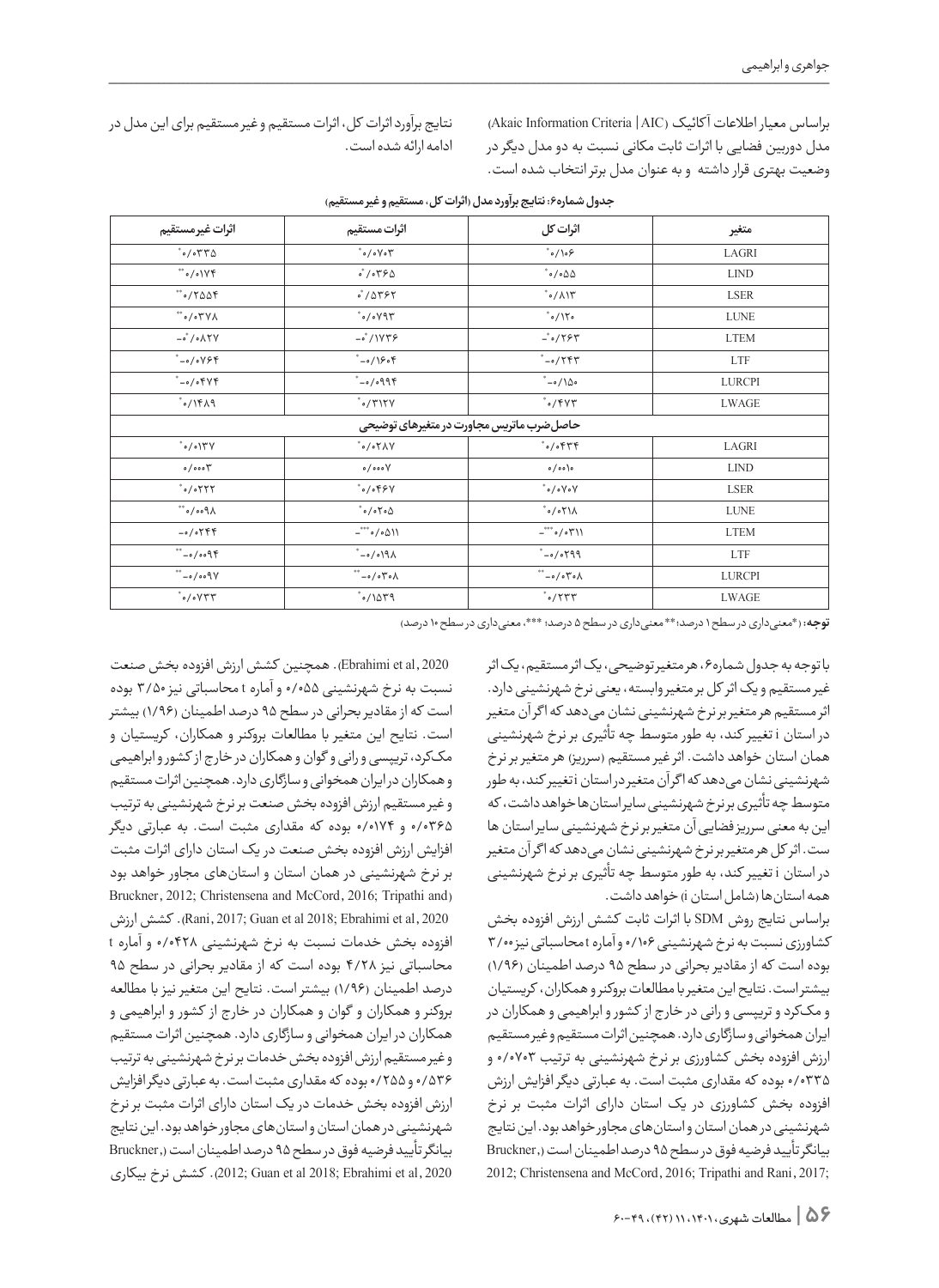براساس معیار اطلاعات آکائیک (Akaic Information Criteria | AIC) مدل دوربین فضایی با اثرات ثابت مکانی نسبت به دو مدل دیگر در وضعیت بهتری قرار داشته و به عنوان مدل برتر انتخاب شده است. نتایج برآورد اثرات کل، اثرات مستقیم و غیرمستقیم برای این مدل در ادامه ارائه شده است.

**جدول شماره۶: نتایج برآورد مدل (اثرات کل، مستقیم و غیرمستقیم)**

| متغیر | اثرات کل | اثرات مستقیم | اثرات غیرمستقیم |
|---|---|---|---|
| LAGRI | *۰/۱۰۶ | *۰/۰۷۰۳ | *۰/۰۳۳۵ |
| LIND | *۰/۰۵۵ | *۰/۰۳۶۵ | **۰/۰۱۷۴ |
| LSER | *۰/۸۱۳ | *۰/۵۳۶۲ | **۰/۲۵۵۴ |
| LUNE | *۰/۱۲۰ | *۰/۰۷۹۳ | **۰/۰۳۷۸ |
| LTEM | *-۰/۲۶۳ | *-۰/۱۷۳۶ | *-۰/۰۸۲۷ |
| LTF | *-۰/۲۴۳ | *-۰/۱۶۰۴ | *-۰/۰۷۶۴ |
| LURCPI | *-۰/۱۵۰ | *-۰/۰۹۹۴ | *-۰/۰۴۷۴ |
| LWAGE | *۰/۴۷۳ | *۰/۳۱۲۷ | *۰/۱۴۸۹ |
| **حاصل‌ضرب ماتریس مجاورت در متغیرهای توضیحی** | | | |
| LAGRI | *۰/۰۴۳۴ | *۰/۰۲۸۷ | *۰/۰۱۳۷ |
| LIND | ۰/۰۰۱۰ | ۰/۰۰۰۷ | ۰/۰۰۰۳ |
| LSER | *۰/۰۷۰۷ | *۰/۰۴۶۷ | *۰/۰۲۲۲ |
| LUNE | *۰/۰۲۱۸ | *۰/۰۲۰۵ | **۰/۰۰۹۸ |
| LTEM | ***-۰/۰۳۱۱ | ***-۰/۰۵۱۱ | -۰/۰۲۴۴ |
| LTF | *-۰/۰۲۹۹ | *-۰/۰۱۹۸ | **-۰/۰۰۹۴ |
| LURCPI | **-۰/۰۳۰۸ | **-۰/۰۳۰۸ | **-۰/۰۰۹۷ |
| LWAGE | *۰/۲۳۳ | *۰/۱۵۳۹ | *۰/۰۷۳۳ |

**توجه:** (*معنی‌داری در سطح ۱ درصد؛ ** معنی‌داری در سطح ۵ درصد؛ ***، معنی‌داری در سطح ۱۰ درصد)

با توجه به جدول شماره۶، هر متغیر توضیحی، یک اثر مستقیم، یک اثر غیر مستقیم و یک اثر کل بر متغیر وابسته، یعنی نرخ شهرنشینی دارد. اثر مستقیم هر متغیر بر نرخ شهرنشینی نشان می‌دهد که اگر آن متغیر در استان i تغییر کند، به طور متوسط چه تأثیری بر نرخ شهرنشینی همان استان خواهد داشت. اثر غیر مستقیم (سرریز) هر متغیر بر نرخ شهرنشینی نشان می‌دهد که اگر آن متغیر در استان i تغییر کند، به طور متوسط چه تأثیری بر نرخ شهرنشینی سایر استان‌ها خواهد داشت، که این به معنی سرریز فضایی آن متغیر بر نرخ شهرنشینی سایر استان ها ست. اثر کل هر متغیر بر نرخ شهرنشینی نشان می‌دهد که اگر آن متغیر در استان i تغییر کند، به طور متوسط چه تأثیری بر نرخ شهرنشینی همه استان‌ها (شامل استان i) خواهد داشت.

براساس نتایج روش SDM با اثرات ثابت کشش ارزش افزوده بخش کشاورزی نسبت به نرخ شهرنشینی ۰/۱۰۶ و آماره t محاسباتی نیز ۳/۰۰ بوده است که از مقادیر بحرانی در سطح ۹۵ درصد اطمینان (۱/۹۶) بیشتر است. نتایج این متغیر با مطالعات بروکنر و همکاران، کریستیان و مک‌کرد، تریپسی و رانی در خارج از کشور و ابراهیمی و همکاران در ایران همخوانی و سازگاری دارد. همچنین اثرات مستقیم و غیرمستقیم ارزش افزوده بخش کشاورزی بر نرخ شهرنشینی به ترتیب ۰/۰۷۰۳ و ۰/۰۳۳۵ بوده که مقداری مثبت است. به عبارتی دیگر افزایش ارزش افزوده بخش کشاورزی در یک استان دارای اثرات مثبت بر نرخ شهرنشینی در همان استان و استان‌های مجاور خواهد بود. این نتایج بیانگر تأیید فرضیه فوق در سطح ۹۵ درصد اطمینان است (Bruckner, 2012; Christensena and McCord, 2016; Tripathi and Rani, 2017; Ebrahimi et al, 2020). همچنین کشش ارزش افزوده بخش صنعت نسبت به نرخ شهرنشینی ۰/۰۵۵ و آماره t محاسباتی نیز ۳/۵۰ بوده است که از مقادیر بحرانی در سطح ۹۵ درصد اطمینان (۱/۹۶) بیشتر است. نتایج این متغیر با مطالعات بروکنر و همکاران، کریستیان و مک‌کرد، تریپسی و رانی و گوان و همکاران در خارج از کشور و ابراهیمی و همکاران در ایران همخوانی و سازگاری دارد. همچنین اثرات مستقیم و غیرمستقیم ارزش افزوده بخش صنعت بر نرخ شهرنشینی به ترتیب ۰/۰۳۶۵ و ۰/۰۱۷۴ بوده که مقداری مثبت است. به عبارت دیگر افزایش ارزش افزوده بخش صنعت در یک استان دارای اثرات مثبت بر نرخ شهرنشینی در همان استان و استان‌های مجاور خواهد بود (Bruckner, 2012; Christensena and McCord, 2016; Tripathi and Rani, 2017; Guan et al 2018; Ebrahimi et al, 2020). کشش ارزش افزوده بخش خدمات نسبت به نرخ شهرنشینی ۰/۰۴۲۸ و آماره t محاسباتی نیز ۴/۲۸ بوده است که از مقادیر بحرانی در سطح ۹۵ درصد اطمینان (۱/۹۶) بیشتر است. نتایج این متغیر نیز با مطالعه بروکنر و همکاران و گوان و همکاران در خارج از کشور و ابراهیمی و همکاران در ایران همخوانی و سازگاری دارد. همچنین اثرات مستقیم و غیرمستقیم ارزش افزوده بخش خدمات بر نرخ شهرنشینی به ترتیب ۰/۵۳۶ و ۰/۲۵۵ بوده که مقداری مثبت است. به عبارتی دیگر افزایش ارزش افزوده بخش خدمات در یک استان دارای اثرات مثبت بر نرخ شهرنشینی در همان استان و استان‌های مجاور خواهد بود. این نتایج بیانگر تأیید فرضیه فوق در سطح ۹۵ درصد اطمینان است (Bruckner, 2012; Guan et al 2018; Ebrahimi et al, 2020). کشش نرخ بیکاری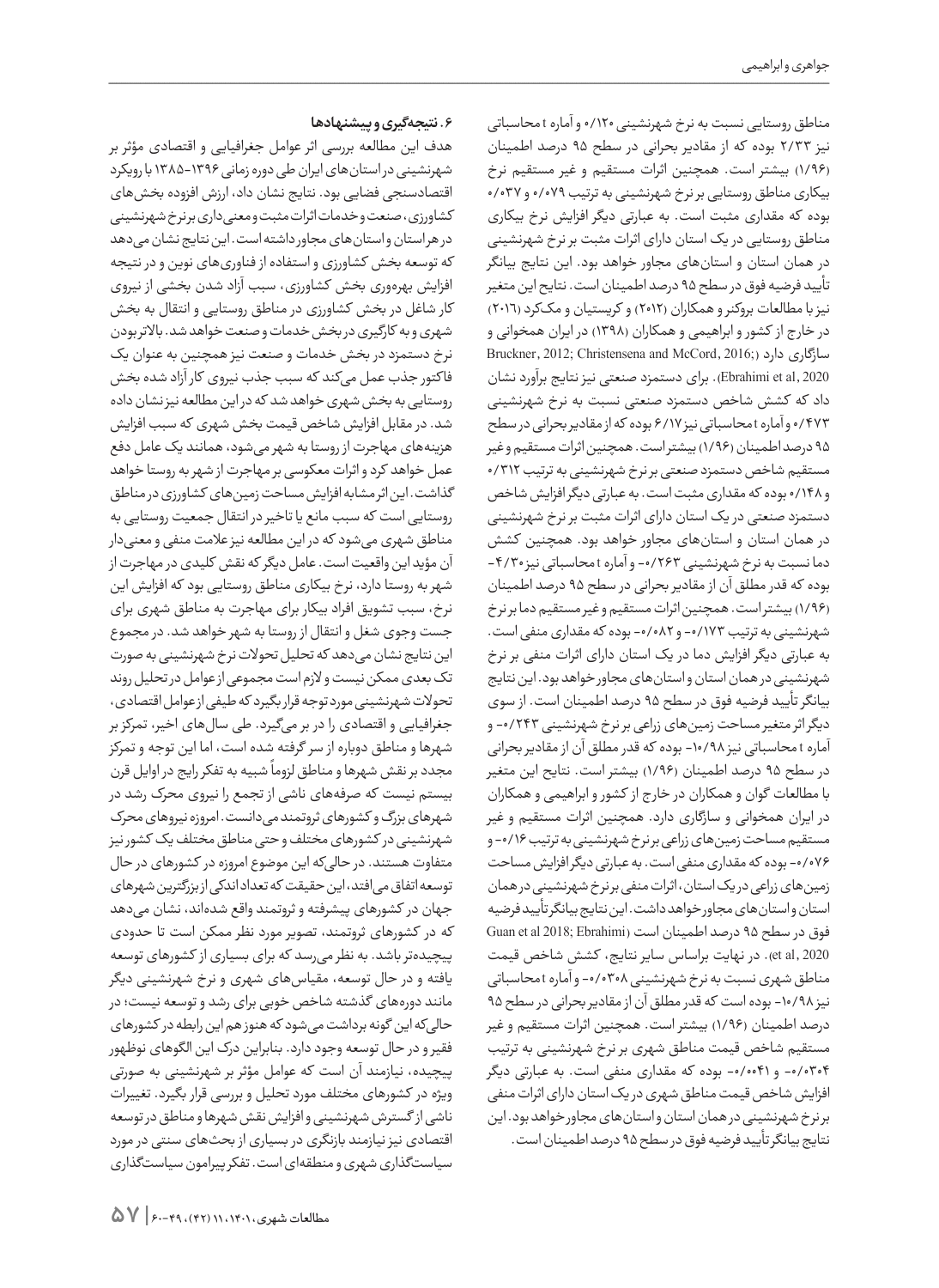مناطق روستایی نسبت به نرخ شهرنشینی ۰/۱۲۰ و آماره t محاسباتی نیز ۲/۲۳ بوده که از مقادیر بحرانی در سطح ۹۵ درصد اطمینان (۱/۹۶) بیشتر است. همچنین اثرات مستقیم و غیر مستقیم نرخ بیکاری مناطق روستایی بر نرخ شهرنشینی به ترتیب ۰/۰۷۹ و ۰/۰۳۷ بوده که مقداری مثبت است. به عبارتی دیگر افزایش نرخ بیکاری مناطق روستایی در یک استان دارای اثرات مثبت بر نرخ شهرنشینی در همان استان و استان‌های مجاور خواهد بود. این نتایج بیانگر تأیید فرضیه فوق در سطح ۹۵ درصد اطمینان است. نتایج این متغیر نیز با مطالعات بروکنر و همکاران (۲۰۱۲) و کریستیان و مک‌کرد (۲۰۱۶) در خارج از کشور و ابراهیمی و همکاران (۱۳۹۸) در ایران همخوانی و سازگاری دارد (Bruckner, 2012; Christensena and McCord, 2016; Ebrahimi et al, 2020). برای دستمزد صنعتی نیز نتایج برآورد نشان داد که کشش شاخص دستمزد صنعتی نسبت به نرخ شهرنشینی ۰/۴۷۳ و آماره t محاسباتی نیز ۶/۱۷ بوده که از مقادیر بحرانی در سطح ۹۵ درصد اطمینان (۱/۹۶) بیشتر است. همچنین اثرات مستقیم و غیر مستقیم شاخص دستمزد صنعتی بر نرخ شهرنشینی به ترتیب ۰/۳۱۲ و ۰/۱۴۸ بوده که مقداری مثبت است. به عبارتی دیگر افزایش شاخص دستمزد صنعتی در یک استان دارای اثرات مثبت بر نرخ شهرنشینی در همان استان و استان‌های مجاور خواهد بود. همچنین کشش دما نسبت به نرخ شهرنشینی ۰/۲۶۳- و آماره t محاسباتی نیز ۴/۳۰- بوده که قدر مطلق آن از مقادیر بحرانی در سطح ۹۵ درصد اطمینان (۱/۹۶) بیشتر است. همچنین اثرات مستقیم و غیرمستقیم دما بر نرخ شهرنشینی به ترتیب ۰/۱۷۳- و ۰/۰۸۲- بوده که مقداری منفی است. به عبارتی دیگر افزایش دما در یک استان دارای اثرات منفی بر نرخ شهرنشینی در همان استان و استان‌های مجاور خواهد بود. این نتایج بیانگر تأیید فرضیه فوق در سطح ۹۵ درصد اطمینان است. از سوی دیگر اثر متغیر مساحت زمین‌های زراعی بر نرخ شهرنشینی ۰/۲۴۳- و آماره t محاسباتی نیز ۱۰/۹۸- بوده که قدر مطلق آن از مقادیر بحرانی در سطح ۹۵ درصد اطمینان (۱/۹۶) بیشتر است. نتایج این متغیر با مطالعات گوان و همکاران در خارج از کشور و ابراهیمی و همکاران در ایران همخوانی و سازگاری دارد. همچنین اثرات مستقیم و غیر مستقیم مساحت زمین‌های زراعی بر نرخ شهرنشینی به ترتیب ۰/۱۶- و ۰/۰۷۶- بوده که مقداری منفی است. به عبارتی دیگر افزایش مساحت زمین‌های زراعی در یک استان، اثرات منفی بر نرخ شهرنشینی در همان استان و استان‌های مجاور خواهد داشت. این نتایج بیانگر تأیید فرضیه فوق در سطح ۹۵ درصد اطمینان است (Guan et al 2018; Ebrahimi et al, 2020). در نهایت براساس سایر نتایج، کشش شاخص قیمت مناطق شهری نسبت به نرخ شهرنشینی ۰/۰۳۰۸- و آماره t محاسباتی نیز ۱۰/۹۸- بوده است که قدر مطلق آن از مقادیر بحرانی در سطح ۹۵ درصد اطمینان (۱/۹۶) بیشتر است. همچنین اثرات مستقیم و غیر مستقیم شاخص قیمت مناطق شهری بر نرخ شهرنشینی به ترتیب ۰/۰۳۰۴- و ۰/۰۰۴۱- بوده که مقداری منفی است. به عبارتی دیگر افزایش شاخص قیمت مناطق شهری در یک استان دارای اثرات منفی بر نرخ شهرنشینی در همان استان و استان‌های مجاور خواهد بود. این نتایج بیانگر تأیید فرضیه فوق در سطح ۹۵ درصد اطمینان است.

## ۶. نتیجه‌گیری و پیشنهادها

هدف این مطالعه بررسی اثر عوامل جغرافیایی و اقتصادی مؤثر بر شهرنشینی در استان‌های ایران طی دوره زمانی ۱۳۹۶-۱۳۸۵ با رویکرد اقتصادسنجی فضایی بود. نتایج نشان داد، ارزش افزوده بخش‌های کشاورزی، صنعت و خدمات اثرات مثبت و معنی‌داری بر نرخ شهرنشینی در هر استان و استان‌های مجاور داشته است. این نتایج نشان می‌دهد که توسعه بخش کشاورزی و استفاده از فناوری‌های نوین و در نتیجه افزایش بهره‌وری بخش کشاورزی، سبب آزاد شدن بخشی از نیروی کار شاغل در بخش کشاورزی در مناطق روستایی و انتقال به بخش شهری و به کارگیری در بخش خدمات و صنعت خواهد شد. بالاتر بودن نرخ دستمزد در بخش خدمات و صنعت نیز همچنین به عنوان یک فاکتور جذب عمل می‌کند که سبب جذب نیروی کار آزاد شده بخش روستایی به بخش شهری خواهد شد که در این مطالعه نیز نشان داده شد. در مقابل افزایش شاخص قیمت بخش شهری که سبب افزایش هزینه‌های مهاجرت از روستا به شهر می‌شود، همانند یک عامل دفع عمل خواهد کرد و اثرات معکوسی بر مهاجرت از شهر به روستا خواهد گذاشت. این اثر مشابه افزایش مساحت زمین‌های کشاورزی در مناطق روستایی است که سبب مانع یا تاخیر در انتقال جمعیت روستایی به مناطق شهری می‌شود که در این مطالعه نیز علامت منفی و معنی‌دار آن مؤید این واقعیت است. عامل دیگر که نقش کلیدی در مهاجرت از شهر به روستا دارد، نرخ بیکاری مناطق روستایی بود که افزایش این نرخ، سبب تشویق افراد بیکار برای مهاجرت به مناطق شهری برای جست وجوی شغل و انتقال از روستا به شهر خواهد شد. در مجموع این نتایج نشان می‌دهد که تحلیل تحولات نرخ شهرنشینی به صورت تک بعدی ممکن نیست و لازم است مجموعی از عوامل در تحلیل روند تحولات شهرنشینی مورد توجه قرار بگیرد که طیفی از عوامل اقتصادی، جغرافیایی و اقتصادی را در بر می‌گیرد. طی سال‌های اخیر، تمرکز بر شهرها و مناطق دوباره از سر گرفته شده است، اما این توجه و تمرکز مجدد بر نقش شهرها و مناطق لزوماً شبیه به تفکر رایج در اوایل قرن بیستم نیست که صرفه‌های ناشی از تجمع را نیروی محرک رشد در شهرهای بزرگ و کشورهای ثروتمند می‌دانست. امروزه نیروهای محرک شهرنشینی در کشورهای مختلف و حتی مناطق مختلف یک کشور نیز متفاوت هستند. در حالی‌که این موضوع امروزه در کشورهای در حال توسعه اتفاق می‌افتد، این حقیقت که تعداد اندکی از بزرگترین شهرهای جهان در کشورهای پیشرفته و ثروتمند واقع شده‌اند، نشان می‌دهد که در کشورهای ثروتمند، تصویر مورد نظر ممکن است تا حدودی پیچیده‌تر باشد. به نظر می‌رسد که برای بسیاری از کشورهای توسعه یافته و در حال توسعه، مقیاس‌های شهری و نرخ شهرنشینی دیگر مانند دوره‌های گذشته شاخص خوبی برای رشد و توسعه نیست؛ در حالی‌که این گونه برداشت می‌شود که هنوز هم این رابطه در کشورهای فقیر و در حال توسعه وجود دارد. بنابراین درک این الگوهای نوظهور پیچیده، نیازمند آن است که عوامل مؤثر بر شهرنشینی به صورتی ویژه در کشورهای مختلف مورد تحلیل و بررسی قرار بگیرد. تغییرات ناشی از گسترش شهرنشینی و افزایش نقش شهرها و مناطق در توسعه اقتصادی نیز نیازمند بازنگری در بسیاری از بحث‌های سنتی در مورد سیاست‌گذاری شهری و منطقه‌ای است. تفکر پیرامون سیاست‌گذاری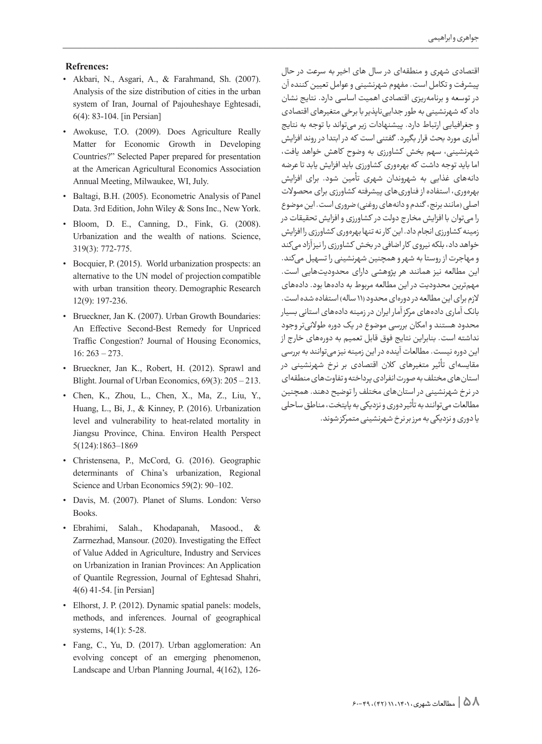اقتصادی شهری و منطقه‌ای در سال های اخیر به سرعت در حال پیشرفت و تکامل است. مفهوم شهرنشینی و عوامل تعیین کننده آن در توسعه و برنامه‌ریزی اقتصادی اهمیت اساسی دارد. نتایج نشان داد که شهرنشینی به طور جدایی‌ناپذیر با برخی متغیرهای اقتصادی و جغرافیایی ارتباط دارد. پیشنهادات زیر می‌تواند با توجه به نتایج آماری مورد بحث قرار بگیرد. گفتنی است که در ابتدا در روند افزایش شهرنشینی، سهم بخش کشاورزی به وضوح کاهش خواهد یافت، اما باید توجه داشت که بهره‌وری کشاورزی باید افزایش یابد تا عرضه دانه‌های غذایی به شهروندان شهری تأمین شود. برای افزایش بهره‌وری، استفاده از فناوری‌های پیشرفته کشاورزی برای محصولات اصلی (مانند برنج، گندم و دانه‌های روغنی) ضروری است. این موضوع را می‌توان با افزایش مخارج دولت در کشاورزی و افزایش تحقیقات در زمینه کشاورزی انجام داد. این کار نه تنها بهره‌وری کشاورزی را افزایش خواهد داد، بلکه نیروی کار اضافی در بخش کشاورزی را نیز آزاد می‌کند و مهاجرت از روستا به شهر و همچنین شهرنشینی را تسهیل می‌کند. این مطالعه نیز همانند هر پژوهشی دارای محدودیت‌هایی است. مهم‌ترین محدودیت در این مطالعه مربوط به داده‌ها بود. داده‌های لازم برای این مطالعه در دوره‌ای محدود (۱۱ ساله) استفاده شده است. بانک آماری داده‌های مرکز آمار ایران در زمینه داده‌های استانی بسیار محدود هستند و امکان بررسی موضوع در یک دوره طولانی‌تر وجود نداشته است. بنابراین نتایج فوق قابل تعمیم به دوره‌های خارج از این دوره نیست. مطالعات آینده در این زمینه نیز می‌توانند به بررسی مقایسه‌ای تأثیر متغیرهای کلان اقتصادی بر نرخ شهرنشینی در استان‌های مختلف به صورت انفرادی پرداخته و تفاوت‌های منطقه‌ای در نرخ شهرنشینی در استان‌های مختلف را توضیح دهند. همچنین مطالعات می‌توانند به تأثیر دوری و نزدیکی به پایتخت، مناطق ساحلی یا دوری و نزدیکی به مرز بر نرخ شهرنشینی متمرکز شوند.

**Refrences:**

- Akbari, N., Asgari, A., & Farahmand, Sh. (2007). Analysis of the size distribution of cities in the urban system of Iran, Journal of Pajouheshaye Eghtesadi, 6(4): 83-104. [in Persian]
- Awokuse, T.O. (2009). Does Agriculture Really Matter for Economic Growth in Developing Countries?" Selected Paper prepared for presentation at the American Agricultural Economics Association Annual Meeting, Milwaukee, WI, July.
- Baltagi, B.H. (2005). Econometric Analysis of Panel Data. 3rd Edition, John Wiley & Sons Inc., New York.
- Bloom, D. E., Canning, D., Fink, G. (2008). Urbanization and the wealth of nations. Science, 319(3): 772-775.
- Bocquier, P. (2015). World urbanization prospects: an alternative to the UN model of projection compatible with urban transition theory. Demographic Research 12(9): 197-236.
- Brueckner, Jan K. (2007). Urban Growth Boundaries: An Effective Second-Best Remedy for Unpriced Traffic Congestion? Journal of Housing Economics, 16: 263 – 273.
- Brueckner, Jan K., Robert, H. (2012). Sprawl and Blight. Journal of Urban Economics, 69(3): 205 – 213.
- Chen, K., Zhou, L., Chen, X., Ma, Z., Liu, Y., Huang, L., Bi, J., & Kinney, P. (2016). Urbanization level and vulnerability to heat-related mortality in Jiangsu Province, China. Environ Health Perspect 5(124):1863–1869
- Christensena, P., McCord, G. (2016). Geographic determinants of China's urbanization, Regional Science and Urban Economics 59(2): 90–102.
- Davis, M. (2007). Planet of Slums. London: Verso Books.
- Ebrahimi, Salah., Khodapanah, Masood., & Zarrnezhad, Mansour. (2020). Investigating the Effect of Value Added in Agriculture, Industry and Services on Urbanization in Iranian Provinces: An Application of Quantile Regression, Journal of Eghtesad Shahri, 4(6) 41-54. [in Persian]
- Elhorst, J. P. (2012). Dynamic spatial panels: models, methods, and inferences. Journal of geographical systems, 14(1): 5-28.
- Fang, C., Yu, D. (2017). Urban agglomeration: An evolving concept of an emerging phenomenon, Landscape and Urban Planning Journal, 4(162), 126-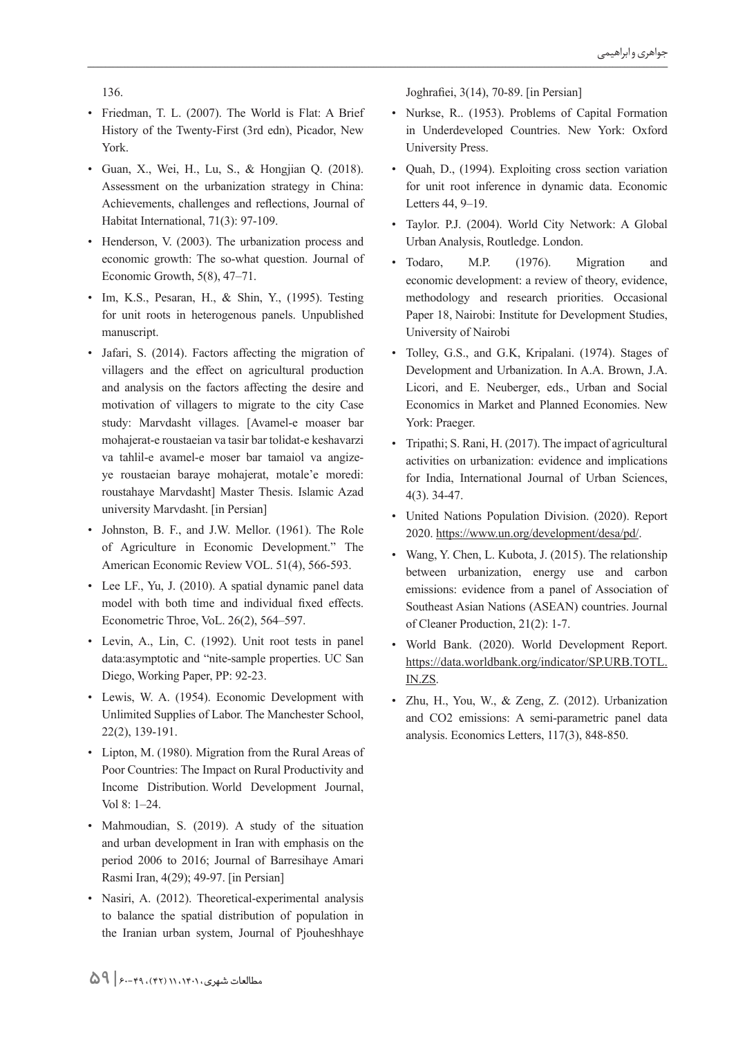136.

- Friedman, T. L. (2007). The World is Flat: A Brief History of the Twenty-First (3rd edn), Picador, New York.
- Guan, X., Wei, H., Lu, S., & Hongjian Q. (2018). Assessment on the urbanization strategy in China: Achievements, challenges and reflections, Journal of Habitat International, 71(3): 97-109.
- Henderson, V. (2003). The urbanization process and economic growth: The so-what question. Journal of Economic Growth, 5(8), 47–71.
- Im, K.S., Pesaran, H., & Shin, Y., (1995). Testing for unit roots in heterogenous panels. Unpublished manuscript.
- Jafari, S. (2014). Factors affecting the migration of villagers and the effect on agricultural production and analysis on the factors affecting the desire and motivation of villagers to migrate to the city Case study: Marvdasht villages. [Avamel-e moaser bar mohajerat-e roustaeian va tasir bar tolidat-e keshavarzi va tahlil-e avamel-e moser bar tamaiol va angize-ye roustaeian baraye mohajerat, motale'e moredi: roustahaye Marvdasht] Master Thesis. Islamic Azad university Marvdasht. [in Persian]
- Johnston, B. F., and J.W. Mellor. (1961). The Role of Agriculture in Economic Development." The American Economic Review VOL. 51(4), 566-593.
- Lee LF., Yu, J. (2010). A spatial dynamic panel data model with both time and individual fixed effects. Econometric Throe, VoL. 26(2), 564–597.
- Levin, A., Lin, C. (1992). Unit root tests in panel data:asymptotic and "nite-sample properties. UC San Diego, Working Paper, PP: 92-23.
- Lewis, W. A. (1954). Economic Development with Unlimited Supplies of Labor. The Manchester School, 22(2), 139-191.
- Lipton, M. (1980). Migration from the Rural Areas of Poor Countries: The Impact on Rural Productivity and Income Distribution. World Development Journal, Vol 8: 1–24.
- Mahmoudian, S. (2019). A study of the situation and urban development in Iran with emphasis on the period 2006 to 2016; Journal of Barresihaye Amari Rasmi Iran, 4(29); 49-97. [in Persian]
- Nasiri, A. (2012). Theoretical-experimental analysis to balance the spatial distribution of population in the Iranian urban system, Journal of Pjouheshhaye Joghrafiei, 3(14), 70-89. [in Persian]
- Nurkse, R.. (1953). Problems of Capital Formation in Underdeveloped Countries. New York: Oxford University Press.
- Quah, D., (1994). Exploiting cross section variation for unit root inference in dynamic data. Economic Letters 44, 9–19.
- Taylor. P.J. (2004). World City Network: A Global Urban Analysis, Routledge. London.
- Todaro, M.P. (1976). Migration and economic development: a review of theory, evidence, methodology and research priorities. Occasional Paper 18, Nairobi: Institute for Development Studies, University of Nairobi
- Tolley, G.S., and G.K, Kripalani. (1974). Stages of Development and Urbanization. In A.A. Brown, J.A. Licori, and E. Neuberger, eds., Urban and Social Economics in Market and Planned Economies. New York: Praeger.
- Tripathi; S. Rani, H. (2017). The impact of agricultural activities on urbanization: evidence and implications for India, International Journal of Urban Sciences, 4(3). 34-47.
- United Nations Population Division. (2020). Report 2020. https://www.un.org/development/desa/pd/.
- Wang, Y. Chen, L. Kubota, J. (2015). The relationship between urbanization, energy use and carbon emissions: evidence from a panel of Association of Southeast Asian Nations (ASEAN) countries. Journal of Cleaner Production, 21(2): 1-7.
- World Bank. (2020). World Development Report. https://data.worldbank.org/indicator/SP.URB.TOTL.IN.ZS.
- Zhu, H., You, W., & Zeng, Z. (2012). Urbanization and CO2 emissions: A semi-parametric panel data analysis. Economics Letters, 117(3), 848-850.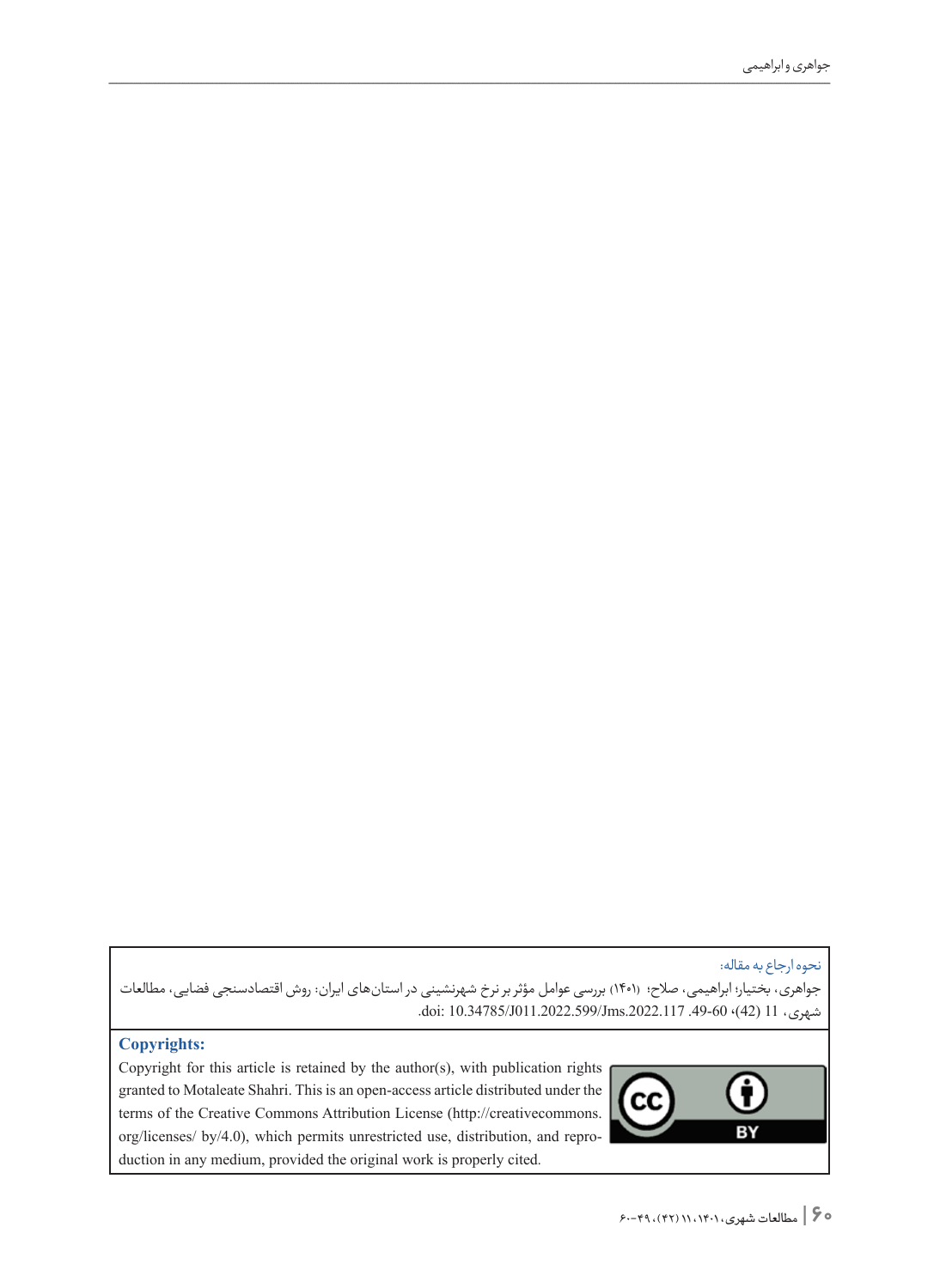نحوه ارجاع به مقاله:

جواهری، بختیار؛ ابراهیمی، صلاح؛ (۱۴۰۱) بررسی عوامل مؤثر بر نرخ شهرنشینی در استان‌های ایران: روش اقتصادسنجی فضایی، مطالعات شهری، 11 (42)، 60-49. doi: 10.34785/J011.2022.599/Jms.2022.117.

**Copyrights:**

Copyright for this article is retained by the author(s), with publication rights granted to Motaleate Shahri. This is an open-access article distributed under the terms of the Creative Commons Attribution License (http://creativecommons.org/licenses/ by/4.0), which permits unrestricted use, distribution, and reproduction in any medium, provided the original work is properly cited.